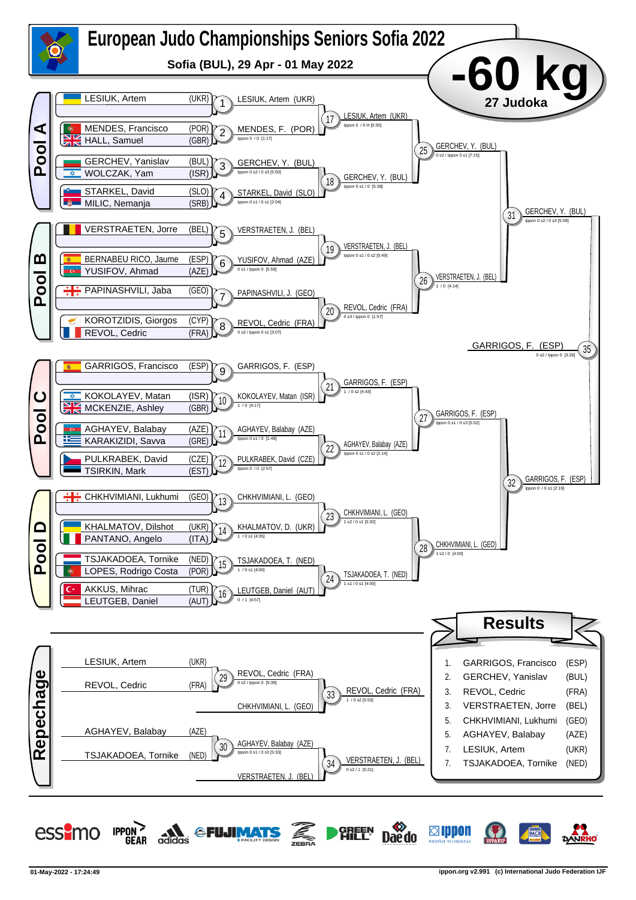# European Judo Championships Seniors Sofia 2022

**Sofia (BUL), 29 Apr - 01 May 2022**

## -60 kg

**27 Judoka**

### Pool A

| Contest | Athletes | Winner | Score |
|---|---|---|---|
| 1 | LESIUK, Artem (UKR) | LESIUK, Artem (UKR) | |
| 2 | MENDES, Francisco (POR) / HALL, Samuel (GBR) | MENDES, F. (POR) | Ippon 0 / 0 [1:17] |
| 3 | GERCHEV, Yanislav (BUL) / WOLCZAK, Yam (ISR) | GERCHEV, Y. (BUL) | Ippon 0 s2 / 0 s3 [5:50] |
| 4 | STARKEL, David (SLO) / MILIC, Nemanja (SRB) | STARKEL, David (SLO) | Ippon 0 s1 / 0 s1 [2:04] |
| 17 | | LESIUK, Artem (UKR) | Ippon 0 / 0 H [0:30] |
| 18 | | GERCHEV, Y. (BUL) | Ippon 0 s1 / 0 [5:38] |
| 25 | | GERCHEV, Y. (BUL) | 0 s2 / Ippon 0 s1 [7:15] |

### Pool B

| Contest | Athletes | Winner | Score |
|---|---|---|---|
| 5 | VERSTRAETEN, Jorre (BEL) | VERSTRAETEN, J. (BEL) | |
| 6 | BERNABEU RICO, Jaume (ESP) / YUSIFOV, Ahmad (AZE) | YUSIFOV, Ahmad (AZE) | 0 s1 / Ippon 0 [5:59] |
| 7 | PAPINASHVILI, Jaba (GEO) | PAPINASHVILI, J. (GEO) | |
| 8 | KOROTZIDIS, Giorgos (CYP) / REVOL, Cedric (FRA) | REVOL, Cedric (FRA) | 0 s3 / Ippon 0 s1 [3:07] |
| 19 | | VERSTRAETEN, J. (BEL) | Ippon 0 s1 / 0 s2 [5:49] |
| 20 | | REVOL, Cedric (FRA) | 0 s3 / Ippon 0 [1:57] |
| 26 | | VERSTRAETEN, J. (BEL) | 1 / 0 [4:14] |

| Contest | Winner | Score |
|---|---|---|
| 31 | GERCHEV, Y. (BUL) | Ippon 0 s2 / 0 s3 [5:09] |

### Pool C

| Contest | Athletes | Winner | Score |
|---|---|---|---|
| 9 | GARRIGOS, Francisco (ESP) | GARRIGOS, F. (ESP) | |
| 10 | KOKOLAYEV, Matan (ISR) / MCKENZIE, Ashley (GBR) | KOKOLAYEV, Matan (ISR) | 1 / 0 [4:17] |
| 11 | AGHAYEV, Balabay (AZE) / KARAKIZIDI, Savva (GRE) | AGHAYEV, Balabay (AZE) | Ippon 0 s1 / 0 [1:49] |
| 12 | PULKRABEK, David (CZE) / TSIRKIN, Mark (EST) | PULKRABEK, David (CZE) | Ippon 0 / 0 [2:57] |
| 21 | | GARRIGOS, F. (ESP) | 1 / 0 s2 [4:43] |
| 22 | | AGHAYEV, Balabay (AZE) | Ippon 0 s1 / 0 s2 [2:14] |
| 27 | | GARRIGOS, F. (ESP) | Ippon 0 s1 / 0 s3 [5:52] |

### Pool D

| Contest | Athletes | Winner | Score |
|---|---|---|---|
| 13 | CHKHVIMIANI, Lukhumi (GEO) | CHKHVIMIANI, L. (GEO) | |
| 14 | KHALMATOV, Dilshot (UKR) / PANTANO, Angelo (ITA) | KHALMATOV, D. (UKR) | 1 / 0 s1 [4:35] |
| 15 | TSJAKADOEA, Tornike (NED) / LOPES, Rodrigo Costa (POR) | TSJAKADOEA, T. (NED) | 1 / 0 s1 [4:00] |
| 16 | AKKUS, Mihrac (TUR) / LEUTGEB, Daniel (AUT) | LEUTGEB, Daniel (AUT) | 0 / 1 [4:57] |
| 23 | | CHKHVIMIANI, L. (GEO) | 1 s2 / 0 s1 [5:32] |
| 24 | | TSJAKADOEA, T. (NED) | 1 s1 / 0 s1 [4:00] |
| 28 | | CHKHVIMIANI, L. (GEO) | 1 s2 / 0 [4:00] |

| Contest | Winner | Score |
|---|---|---|
| 32 | GARRIGOS, F. (ESP) | Ippon 0 / 0 s1 [2:19] |

### Final

| Contest | Winner | Score |
|---|---|---|
| 35 | GARRIGOS, F. (ESP) | 0 s2 / Ippon 0 [3:26] |

### Repechage

| Contest | Athletes | Winner | Score |
|---|---|---|---|
| 29 | LESIUK, Artem (UKR) / REVOL, Cedric (FRA) | REVOL, Cedric (FRA) | 0 s2 / Ippon 0 [5:39] |
| 33 | REVOL, Cedric (FRA) / CHKHVIMIANI, L. (GEO) | REVOL, Cedric (FRA) | 1 / 0 s2 [5:53] |
| 30 | AGHAYEV, Balabay (AZE) / TSJAKADOEA, Tornike (NED) | AGHAYEV, Balabay (AZE) | Ippon 0 s1 / 0 s3 [5:33] |
| 34 | AGHAYEV, Balabay (AZE) / VERSTRAETEN, J. (BEL) | VERSTRAETEN, J. (BEL) | 0 s2 / 1 [5:21] |

## Results

| Place | Name | Country |
|---|---|---|
| 1. | GARRIGOS, Francisco | (ESP) |
| 2. | GERCHEV, Yanislav | (BUL) |
| 3. | REVOL, Cedric | (FRA) |
| 3. | VERSTRAETEN, Jorre | (BEL) |
| 5. | CHKHVIMIANI, Lukhumi | (GEO) |
| 5. | AGHAYEV, Balabay | (AZE) |
| 7. | LESIUK, Artem | (UKR) |
| 7. | TSJAKADOEA, Tornike | (NED) |

01-May-2022 - 17:24:49

ippon.org v2.991 (c) International Judo Federation IJF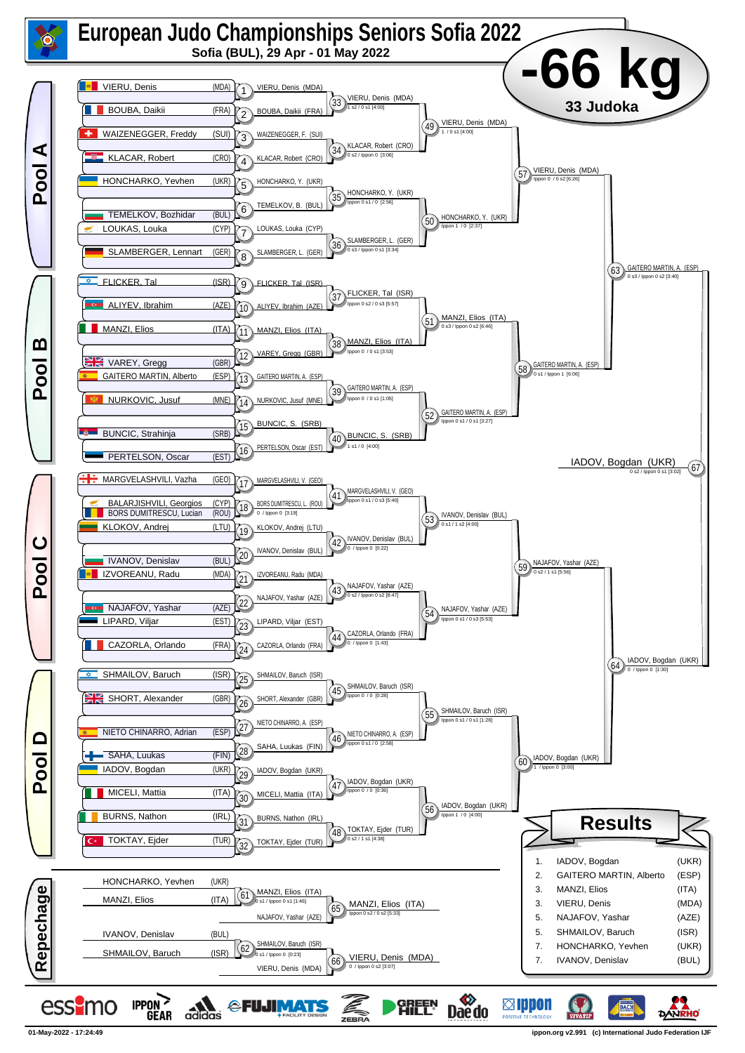# European Judo Championships Seniors Sofia 2022

**Sofia (BUL), 29 Apr - 01 May 2022**

## -66 kg

**33 Judoka**

### Pool A

| Athlete | Nation |
|---|---|
| VIERU, Denis | (MDA) |
| BOUBA, Daikii | (FRA) |
| WAIZENEGGER, Freddy | (SUI) |
| KLACAR, Robert | (CRO) |
| HONCHARKO, Yevhen | (UKR) |
| TEMELKOV, Bozhidar | (BUL) |
| LOUKAS, Louka | (CYP) |
| SLAMBERGER, Lennart | (GER) |

- 1: VIERU, Denis (MDA)
- 2: BOUBA, Daikii (FRA)
- 3: WAIZENEGGER, F. (SUI)
- 4: KLACAR, Robert (CRO)
- 5: HONCHARKO, Y. (UKR)
- 6: TEMELKOV, B. (BUL)
- 7: LOUKAS, Louka (CYP)
- 8: SLAMBERGER, L. (GER)
- 33: VIERU, Denis (MDA) — 1 s2 / 0 s1 [4:00]
- 34: KLACAR, Robert (CRO) — 0 s2 / Ippon 0 [3:06]
- 35: HONCHARKO, Y. (UKR) — Ippon 0 s1 / 0 [2:56]
- 36: SLAMBERGER, L. (GER) — 0 s3 / Ippon 0 s1 [3:34]
- 49: VIERU, Denis (MDA) — 1 / 0 s1 [4:00]
- 50: HONCHARKO, Y. (UKR) — Ippon 1 / 0 [2:37]
- 57: VIERU, Denis (MDA) — Ippon 0 / 0 s2 [6:26]

### Pool B

| Athlete | Nation |
|---|---|
| FLICKER, Tal | (ISR) |
| ALIYEV, Ibrahim | (AZE) |
| MANZI, Elios | (ITA) |
| VAREY, Gregg | (GBR) |
| GAITERO MARTIN, Alberto | (ESP) |
| NURKOVIC, Jusuf | (MNE) |
| BUNCIC, Strahinja | (SRB) |
| PERTELSON, Oscar | (EST) |

- 9: FLICKER, Tal (ISR)
- 10: ALIYEV, Ibrahim (AZE)
- 11: MANZI, Elios (ITA)
- 12: VAREY, Gregg (GBR)
- 13: GAITERO MARTIN, A. (ESP)
- 14: NURKOVIC, Jusuf (MNE)
- 15: BUNCIC, S. (SRB)
- 16: PERTELSON, Oscar (EST)
- 37: FLICKER, Tal (ISR) — Ippon 0 s2 / 0 s3 [5:57]
- 38: MANZI, Elios (ITA) — Ippon 0 / 0 s1 [3:53]
- 39: GAITERO MARTIN, A. (ESP) — Ippon 0 / 0 s1 [1:05]
- 40: BUNCIC, S. (SRB) — 1 s1 / 0 [4:00]
- 51: MANZI, Elios (ITA) — 0 s3 / Ippon 0 s2 [6:46]
- 52: GAITERO MARTIN, A. (ESP) — Ippon 0 s1 / 0 s1 [3:27]
- 58: GAITERO MARTIN, A. (ESP) — 0 s1 / Ippon 1 [6:06]
- 63: GAITERO MARTIN, A. (ESP) — 0 s3 / Ippon 0 s2 [3:40]

### Pool C

| Athlete | Nation |
|---|---|
| MARGVELASHVILI, Vazha | (GEO) |
| BALARJISHVILI, Georgios | (CYP) |
| BORS DUMITRESCU, Lucian | (ROU) |
| KLOKOV, Andrej | (LTU) |
| IVANOV, Denislav | (BUL) |
| IZVOREANU, Radu | (MDA) |
| NAJAFOV, Yashar | (AZE) |
| LIPARD, Viljar | (EST) |
| CAZORLA, Orlando | (FRA) |

- 17: MARGVELASHVILI, V. (GEO)
- 18: BORS DUMITRESCU, L. (ROU) — 0 / Ippon 0 [3:19]
- 19: KLOKOV, Andrej (LTU)
- 20: IVANOV, Denislav (BUL)
- 21: IZVOREANU, Radu (MDA)
- 22: NAJAFOV, Yashar (AZE)
- 23: LIPARD, Viljar (EST)
- 24: CAZORLA, Orlando (FRA)
- 41: MARGVELASHVILI, V. (GEO) — Ippon 0 s1 / 0 s3 [5:40]
- 42: IVANOV, Denislav (BUL) — 0 / Ippon 0 [0:22]
- 43: NAJAFOV, Yashar (AZE) — 0 s2 / Ippon 0 s2 [8:47]
- 44: CAZORLA, Orlando (FRA) — 0 / Ippon 0 [1:43]
- 53: IVANOV, Denislav (BUL) — 0 s1 / 1 s2 [4:00]
- 54: NAJAFOV, Yashar (AZE) — Ippon 0 s1 / 0 s3 [5:53]
- 59: NAJAFOV, Yashar (AZE) — 0 s2 / 1 s1 [5:56]

### Pool D

| Athlete | Nation |
|---|---|
| SHMAILOV, Baruch | (ISR) |
| SHORT, Alexander | (GBR) |
| NIETO CHINARRO, Adrian | (ESP) |
| SAHA, Luukas | (FIN) |
| IADOV, Bogdan | (UKR) |
| MICELI, Mattia | (ITA) |
| BURNS, Nathon | (IRL) |
| TOKTAY, Ejder | (TUR) |

- 25: SHMAILOV, Baruch (ISR)
- 26: SHORT, Alexander (GBR)
- 27: NIETO CHINARRO, A. (ESP)
- 28: SAHA, Luukas (FIN)
- 29: IADOV, Bogdan (UKR)
- 30: MICELI, Mattia (ITA)
- 31: BURNS, Nathon (IRL)
- 32: TOKTAY, Ejder (TUR)
- 45: SHMAILOV, Baruch (ISR) — Ippon 0 / 0 [0:28]
- 46: NIETO CHINARRO, A. (ESP) — Ippon 0 s1 / 0 [2:58]
- 47: IADOV, Bogdan (UKR) — Ippon 0 / 0 [0:36]
- 48: TOKTAY, Ejder (TUR) — 0 s2 / 1 s1 [4:38]
- 55: SHMAILOV, Baruch (ISR) — Ippon 0 s1 / 0 s1 [1:28]
- 56: IADOV, Bogdan (UKR) — Ippon 1 / 0 [4:00]
- 60: IADOV, Bogdan (UKR) — 1 / Ippon 0 [3:00]
- 64: IADOV, Bogdan (UKR) — 0 / Ippon 0 [1:30]

### Final

- 67: IADOV, Bogdan (UKR) — 0 s2 / Ippon 0 s1 [3:02]

### Repechage

| Athlete | Nation |
|---|---|
| HONCHARKO, Yevhen | (UKR) |
| MANZI, Elios | (ITA) |
| IVANOV, Denislav | (BUL) |
| SHMAILOV, Baruch | (ISR) |

- 61: MANZI, Elios (ITA) — 0 s1 / Ippon 0 s1 [1:46]
- 65: MANZI, Elios (ITA) — Ippon 0 s2 / 0 s2 [5:33] (vs NAJAFOV, Yashar (AZE))
- 62: SHMAILOV, Baruch (ISR) — 0 s1 / Ippon 0 [0:23]
- 66: VIERU, Denis (MDA) — 0 / Ippon 0 s2 [3:07] (vs VIERU, Denis (MDA))

### Results

| Rank | Athlete | Nation |
|---|---|---|
| 1. | IADOV, Bogdan | (UKR) |
| 2. | GAITERO MARTIN, Alberto | (ESP) |
| 3. | MANZI, Elios | (ITA) |
| 3. | VIERU, Denis | (MDA) |
| 5. | NAJAFOV, Yashar | (AZE) |
| 5. | SHMAILOV, Baruch | (ISR) |
| 7. | HONCHARKO, Yevhen | (UKR) |
| 7. | IVANOV, Denislav | (BUL) |

01-May-2022 - 17:24:49 — ippon.org v2.991 (c) International Judo Federation IJF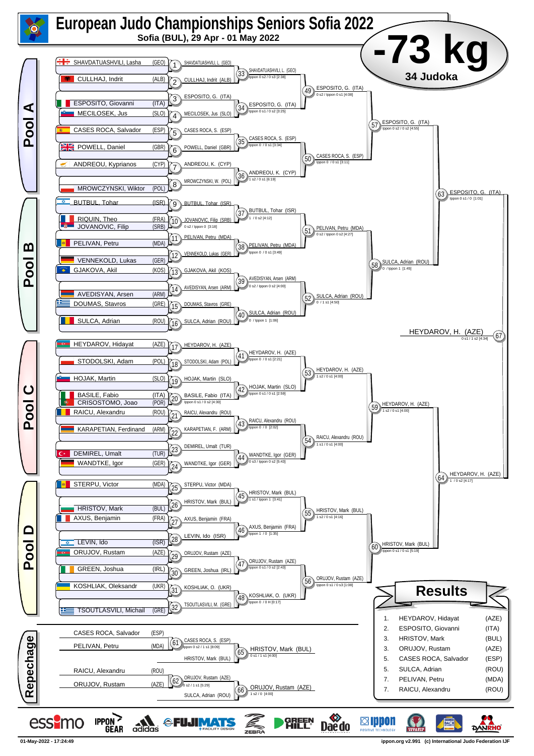# European Judo Championships Seniors Sofia 2022

**Sofia (BUL), 29 Apr - 01 May 2022**

# -73 kg

**34 Judoka**

## Pool A

| Athlete | Nation |
|---|---|
| SHAVDATUASHVILI, Lasha | (GEO) |
| CULLHAJ, Indrit | (ALB) |
| ESPOSITO, Giovanni | (ITA) |
| MECILOSEK, Jus | (SLO) |
| CASES ROCA, Salvador | (ESP) |
| POWELL, Daniel | (GBR) |
| ANDREOU, Kyprianos | (CYP) |
| MROWCZYNSKI, Wiktor | (POL) |

- 1: SHAVDATUASHVILI, L. (GEO)
- 2: CULLHAJ, Indrit (ALB)
- 3: ESPOSITO, G. (ITA)
- 4: MECILOSEK, Jus (SLO)
- 5: CASES ROCA, S. (ESP)
- 6: POWELL, Daniel (GBR)
- 7: ANDREOU, K. (CYP)
- 8: MROWCZYNSKI, W. (POL)
- 33: SHAVDATUASHVILI, L. (GEO) — Ippon 0 s2 / 0 s3 [2:38]
- 34: ESPOSITO, G. (ITA) — Ippon 0 s1 / 0 s2 [3:25]
- 35: CASES ROCA, S. (ESP) — Ippon 0 / 0 s1 [3:34]
- 36: ANDREOU, K. (CYP) — 1 s2 / 0 s1 [6:19]
- 49: ESPOSITO, G. (ITA) — 0 s2 / Ippon 0 s1 [4:08]
- 50: CASES ROCA, S. (ESP) — Ippon 0 / 0 s1 [3:11]
- 57: ESPOSITO, G. (ITA) — Ippon 0 s2 / 0 s2 [4:55]

## Pool B

| Athlete | Nation |
|---|---|
| BUTBUL, Tohar | (ISR) |
| RIQUIN, Theo | (FRA) |
| JOVANOVIC, Filip | (SRB) |
| PELIVAN, Petru | (MDA) |
| VENNEKOLD, Lukas | (GER) |
| GJAKOVA, Akil | (KOS) |
| AVEDISYAN, Arsen | (ARM) |
| DOUMAS, Stavros | (GRE) |
| SULCA, Adrian | (ROU) |

- 9: BUTBUL, Tohar (ISR)
- 10: JOVANOVIC, Filip (SRB) — 0 s2 / Ippon 0 [3:18]
- 11: PELIVAN, Petru (MDA)
- 12: VENNEKOLD, Lukas (GER)
- 13: GJAKOVA, Akil (KOS)
- 14: AVEDISYAN, Arsen (ARM)
- 15: DOUMAS, Stavros (GRE)
- 16: SULCA, Adrian (ROU)
- 37: BUTBUL, Tohar (ISR) — 1 / 0 s2 [4:12]
- 38: PELIVAN, Petru (MDA) — Ippon 0 / 0 s1 [3:49]
- 39: AVEDISYAN, Arsen (ARM) — 0 s2 / Ippon 0 s2 [4:00]
- 40: SULCA, Adrian (ROU) — 0 / Ippon 1 [1:06]
- 51: PELIVAN, Petru (MDA) — 0 s2 / Ippon 0 s2 [4:27]
- 52: SULCA, Adrian (ROU) — 0 / 1 s1 [4:50]
- 58: SULCA, Adrian (ROU) — 0 / Ippon 1 [1:45]
- 63: ESPOSITO, G. (ITA) — Ippon 0 s1 / 0 [1:01]

## Pool C

| Athlete | Nation |
|---|---|
| HEYDAROV, Hidayat | (AZE) |
| STODOLSKI, Adam | (POL) |
| HOJAK, Martin | (SLO) |
| BASILE, Fabio | (ITA) |
| CRISOSTOMO, Joao | (POR) |
| RAICU, Alexandru | (ROU) |
| KARAPETIAN, Ferdinand | (ARM) |
| DEMIREL, Umalt | (TUR) |
| WANDTKE, Igor | (GER) |

- 17: HEYDAROV, H. (AZE)
- 18: STODOLSKI, Adam (POL)
- 19: HOJAK, Martin (SLO)
- 20: BASILE, Fabio (ITA) — Ippon 0 s1 / 0 s2 [4:30]
- 21: RAICU, Alexandru (ROU)
- 22: KARAPETIAN, F. (ARM)
- 23: DEMIREL, Umalt (TUR)
- 24: WANDTKE, Igor (GER)
- 41: HEYDAROV, H. (AZE) — Ippon 0 / 0 s1 [2:21]
- 42: HOJAK, Martin (SLO) — Ippon 0 s1 / 0 s1 [2:59]
- 43: RAICU, Alexandru (ROU) — Ippon 0 / 0 [2:02]
- 44: WANDTKE, Igor (GER) — 0 s3 / Ippon 0 s2 [5:43]
- 53: HEYDAROV, H. (AZE) — 1 s2 / 0 s1 [4:00]
- 54: RAICU, Alexandru (ROU) — 1 s1 / 0 s1 [4:00]
- 59: HEYDAROV, H. (AZE) — 1 s2 / 0 s1 [4:00]

## Pool D

| Athlete | Nation |
|---|---|
| STERPU, Victor | (MDA) |
| HRISTOV, Mark | (BUL) |
| AXUS, Benjamin | (FRA) |
| LEVIN, Ido | (ISR) |
| ORUJOV, Rustam | (AZE) |
| GREEN, Joshua | (IRL) |
| KOSHLIAK, Oleksandr | (UKR) |
| TSOUTLASVILI, Michail | (GRE) |

- 25: STERPU, Victor (MDA)
- 26: HRISTOV, Mark (BUL)
- 27: AXUS, Benjamin (FRA)
- 28: LEVIN, Ido (ISR)
- 29: ORUJOV, Rustam (AZE)
- 30: GREEN, Joshua (IRL)
- 31: KOSHLIAK, O. (UKR)
- 32: TSOUTLASVILI, M. (GRE)
- 45: HRISTOV, Mark (BUL) — 1 s1 / Ippon 1 [3:41]
- 46: AXUS, Benjamin (FRA) — Ippon 1 / 0 [1:35]
- 47: ORUJOV, Rustam (AZE) — Ippon 0 s1 / 0 s2 [2:43]
- 48: KOSHLIAK, O. (UKR) — Ippon 0 / 0 H [0:17]
- 55: HRISTOV, Mark (BUL) — 1 s2 / 0 s1 [4:16]
- 56: ORUJOV, Rustam (AZE) — Ippon 0 s1 / 0 s3 [1:08]
- 60: HRISTOV, Mark (BUL) — Ippon 0 s1 / 0 s1 [5:19]
- 64: HEYDAROV, H. (AZE) — 1 / 0 s2 [4:17]

## Final

- 67: HEYDAROV, H. (AZE) — 0 s1 / 1 s2 [4:34]

## Repechage

| Athlete | Nation |
|---|---|
| CASES ROCA, Salvador | (ESP) |
| PELIVAN, Petru | (MDA) |
| RAICU, Alexandru | (ROU) |
| ORUJOV, Rustam | (AZE) |

- 61: CASES ROCA, S. (ESP) — Ippon 0 s2 / 1 s2 [8:09]
- 62: ORUJOV, Rustam (AZE) — 0 s2 / 1 s1 [5:29]
- 65: HRISTOV, Mark (BUL) vs CASES ROCA, S. (ESP) — winner HRISTOV, Mark (BUL) — 0 s1 / 1 s1 [4:00]
- 66: ORUJOV, Rustam (AZE) vs SULCA, Adrian (ROU) — winner ORUJOV, Rustam (AZE) — 1 s2 / 0 [4:00]

## Results

| Place | Athlete | Nation |
|---|---|---|
| 1. | HEYDAROV, Hidayat | (AZE) |
| 2. | ESPOSITO, Giovanni | (ITA) |
| 3. | HRISTOV, Mark | (BUL) |
| 3. | ORUJOV, Rustam | (AZE) |
| 5. | CASES ROCA, Salvador | (ESP) |
| 5. | SULCA, Adrian | (ROU) |
| 7. | PELIVAN, Petru | (MDA) |
| 7. | RAICU, Alexandru | (ROU) |

01-May-2022 - 17:24:49

ippon.org v2.991 (c) International Judo Federation IJF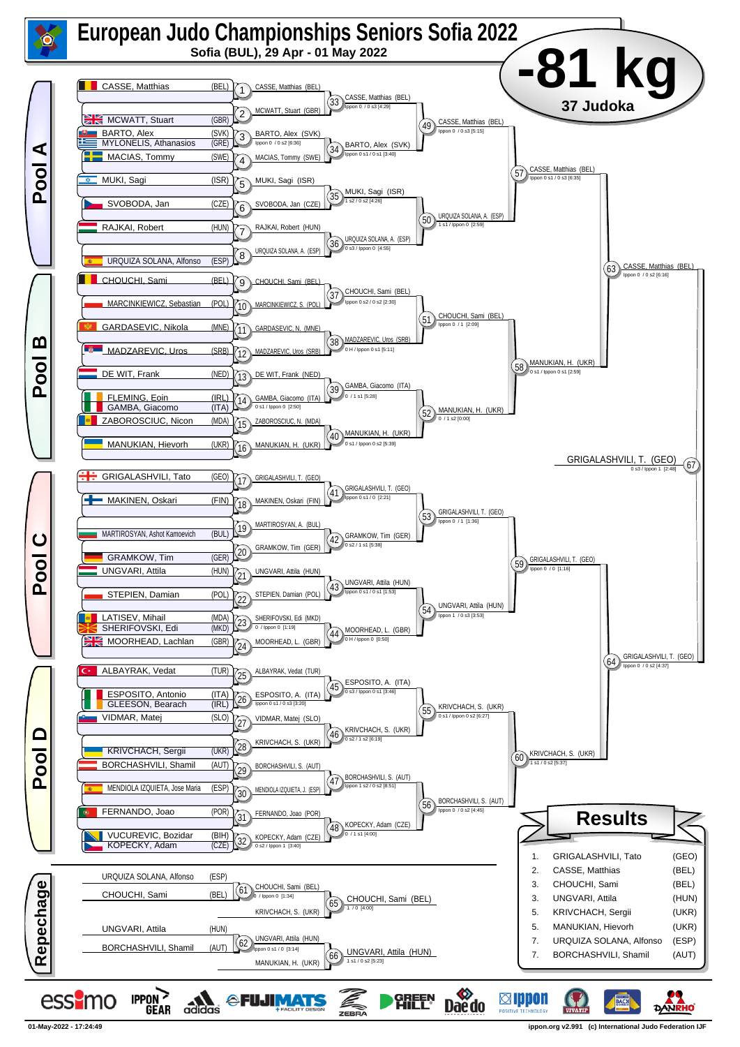# European Judo Championships Seniors Sofia 2022

**Sofia (BUL), 29 Apr - 01 May 2022**

# -81 kg

**37 Judoka**

## Pool A

| Athlete | Country |
|---|---|
| CASSE, Matthias | (BEL) |
| MCWATT, Stuart | (GBR) |
| BARTO, Alex | (SVK) |
| MYLONELIS, Athanasios | (GRE) |
| MACIAS, Tommy | (SWE) |
| MUKI, Sagi | (ISR) |
| SVOBODA, Jan | (CZE) |
| RAJKAI, Robert | (HUN) |
| URQUIZA SOLANA, Alfonso | (ESP) |

- 1: CASSE, Matthias (BEL)
- 2: MCWATT, Stuart (GBR)
- 3: BARTO, Alex (SVK) — Ippon 0 / 0 s2 [6:36]
- 4: MACIAS, Tommy (SWE)
- 5: MUKI, Sagi (ISR)
- 6: SVOBODA, Jan (CZE)
- 7: RAJKAI, Robert (HUN)
- 8: URQUIZA SOLANA, A. (ESP)
- 33: CASSE, Matthias (BEL) — Ippon 0 / 0 s3 [4:29]
- 34: BARTO, Alex (SVK) — Ippon 0 s1 / 0 s1 [3:40]
- 35: MUKI, Sagi (ISR) — 1 s2 / 0 s2 [4:26]
- 36: URQUIZA SOLANA, A. (ESP) — 0 s3 / Ippon 0 [4:55]
- 49: CASSE, Matthias (BEL) — Ippon 0 / 0 s3 [5:15]
- 50: URQUIZA SOLANA, A. (ESP) — 1 s1 / Ippon 0 [2:59]
- 57: CASSE, Matthias (BEL) — Ippon 0 s1 / 0 s3 [6:35]

## Pool B

| Athlete | Country |
|---|---|
| CHOUCHI, Sami | (BEL) |
| MARCINKIEWICZ, Sebastian | (POL) |
| GARDASEVIC, Nikola | (MNE) |
| MADZAREVIC, Uros | (SRB) |
| DE WIT, Frank | (NED) |
| FLEMING, Eoin | (IRL) |
| GAMBA, Giacomo | (ITA) |
| ZABOROSCIUC, Nicon | (MDA) |
| MANUKIAN, Hievorh | (UKR) |

- 9: CHOUCHI, Sami (BEL)
- 10: MARCINKIEWICZ, S. (POL)
- 11: GARDASEVIC, N. (MNE)
- 12: MADZAREVIC, Uros (SRB)
- 13: DE WIT, Frank (NED)
- 14: GAMBA, Giacomo (ITA) — 0 s1 / Ippon 0 [2:50]
- 15: ZABOROSCIUC, N. (MDA)
- 16: MANUKIAN, H. (UKR)
- 37: CHOUCHI, Sami (BEL) — Ippon 0 s2 / 0 s2 [2:30]
- 38: MADZAREVIC, Uros (SRB) — 0 H / Ippon 0 s1 [5:11]
- 39: GAMBA, Giacomo (ITA) — 0 / 1 s1 [5:28]
- 40: MANUKIAN, H. (UKR) — 0 s1 / Ippon 0 s2 [5:39]
- 51: CHOUCHI, Sami (BEL) — Ippon 0 / 1 [2:09]
- 52: MANUKIAN, H. (UKR) — 0 / 1 s2 [0:00]
- 58: MANUKIAN, H. (UKR) — 0 s1 / Ippon 0 s1 [2:59]

## Pool C

| Athlete | Country |
|---|---|
| GRIGALASHVILI, Tato | (GEO) |
| MAKINEN, Oskari | (FIN) |
| MARTIROSYAN, Ashot Kamoevich | (BUL) |
| GRAMKOW, Tim | (GER) |
| UNGVARI, Attila | (HUN) |
| STEPIEN, Damian | (POL) |
| LATISEV, Mihail | (MDA) |
| SHERIFOVSKI, Edi | (MKD) |
| MOORHEAD, Lachlan | (GBR) |

- 17: GRIGALASHVILI, T. (GEO)
- 18: MAKINEN, Oskari (FIN)
- 19: MARTIROSYAN, A. (BUL)
- 20: GRAMKOW, Tim (GER)
- 21: UNGVARI, Attila (HUN)
- 22: STEPIEN, Damian (POL)
- 23: SHERIFOVSKI, Edi (MKD) — 0 / Ippon 0 [1:19]
- 24: MOORHEAD, L. (GBR)
- 41: GRIGALASHVILI, T. (GEO) — Ippon 0 s1 / 0 [2:21]
- 42: GRAMKOW, Tim (GER) — 0 s2 / 1 s1 [5:38]
- 43: UNGVARI, Attila (HUN) — Ippon 0 s1 / 0 s1 [1:53]
- 44: MOORHEAD, L. (GBR) — 0 H / Ippon 0 [0:50]
- 53: GRIGALASHVILI, T. (GEO) — Ippon 0 / 1 [1:36]
- 54: UNGVARI, Attila (HUN) — Ippon 1 / 0 s3 [3:53]
- 59: GRIGALASHVILI, T. (GEO) — Ippon 0 / 0 [1:16]

## Pool D

| Athlete | Country |
|---|---|
| ALBAYRAK, Vedat | (TUR) |
| ESPOSITO, Antonio | (ITA) |
| GLEESON, Bearach | (IRL) |
| VIDMAR, Matej | (SLO) |
| KRIVCHACH, Sergii | (UKR) |
| BORCHASHVILI, Shamil | (AUT) |
| MENDIOLA IZQUIETA, Jose Maria | (ESP) |
| FERNANDO, Joao | (POR) |
| VUCUREVIC, Bozidar | (BIH) |
| KOPECKY, Adam | (CZE) |

- 25: ALBAYRAK, Vedat (TUR)
- 26: ESPOSITO, A. (ITA) — Ippon 0 s1 / 0 s3 [3:20]
- 27: VIDMAR, Matej (SLO)
- 28: KRIVCHACH, S. (UKR)
- 29: BORCHASHVILI, S. (AUT)
- 30: MENDIOLA IZQUIETA, J. (ESP)
- 31: FERNANDO, Joao (POR)
- 32: KOPECKY, Adam (CZE) — 0 s2 / Ippon 1 [3:40]
- 45: ESPOSITO, A. (ITA) — 0 s3 / Ippon 0 s1 [3:46]
- 46: KRIVCHACH, S. (UKR) — 0 s2 / 1 s2 [6:19]
- 47: BORCHASHVILI, S. (AUT) — Ippon 1 s2 / 0 s2 [8:51]
- 48: KOPECKY, Adam (CZE) — 0 / 1 s1 [4:00]
- 55: KRIVCHACH, S. (UKR) — 0 s1 / Ippon 0 s2 [6:27]
- 56: BORCHASHVILI, S. (AUT) — Ippon 0 / 0 s2 [4:45]
- 60: KRIVCHACH, S. (UKR) — 1 s1 / 0 s2 [5:37]

## Semi-finals and Final

- 63: CASSE, Matthias (BEL) — Ippon 0 / 0 s2 [6:16]
- 64: GRIGALASHVILI, T. (GEO) — Ippon 0 / 0 s2 [4:37]
- 67: GRIGALASHVILI, T. (GEO) — 0 s3 / Ippon 1 [2:48]

## Repechage

| Athlete | Country |
|---|---|
| URQUIZA SOLANA, Alfonso | (ESP) |
| CHOUCHI, Sami | (BEL) |
| UNGVARI, Attila | (HUN) |
| BORCHASHVILI, Shamil | (AUT) |

- 61: CHOUCHI, Sami (BEL) — 0 / Ippon 0 [1:34]
- 62: UNGVARI, Attila (HUN) — Ippon 0 s1 / 0 [3:14]
- 65: CHOUCHI, Sami (BEL) vs KRIVCHACH, S. (UKR) — 1 / 0 [4:00]
- 66: UNGVARI, Attila (HUN) vs MANUKIAN, H. (UKR) — 1 s1 / 0 s2 [5:23]

## Results

| Rank | Athlete | Country |
|---|---|---|
| 1. | GRIGALASHVILI, Tato | (GEO) |
| 2. | CASSE, Matthias | (BEL) |
| 3. | CHOUCHI, Sami | (BEL) |
| 3. | UNGVARI, Attila | (HUN) |
| 5. | KRIVCHACH, Sergii | (UKR) |
| 5. | MANUKIAN, Hievorh | (UKR) |
| 7. | URQUIZA SOLANA, Alfonso | (ESP) |
| 7. | BORCHASHVILI, Shamil | (AUT) |

01-May-2022 - 17:24:49 — ippon.org v2.991 (c) International Judo Federation IJF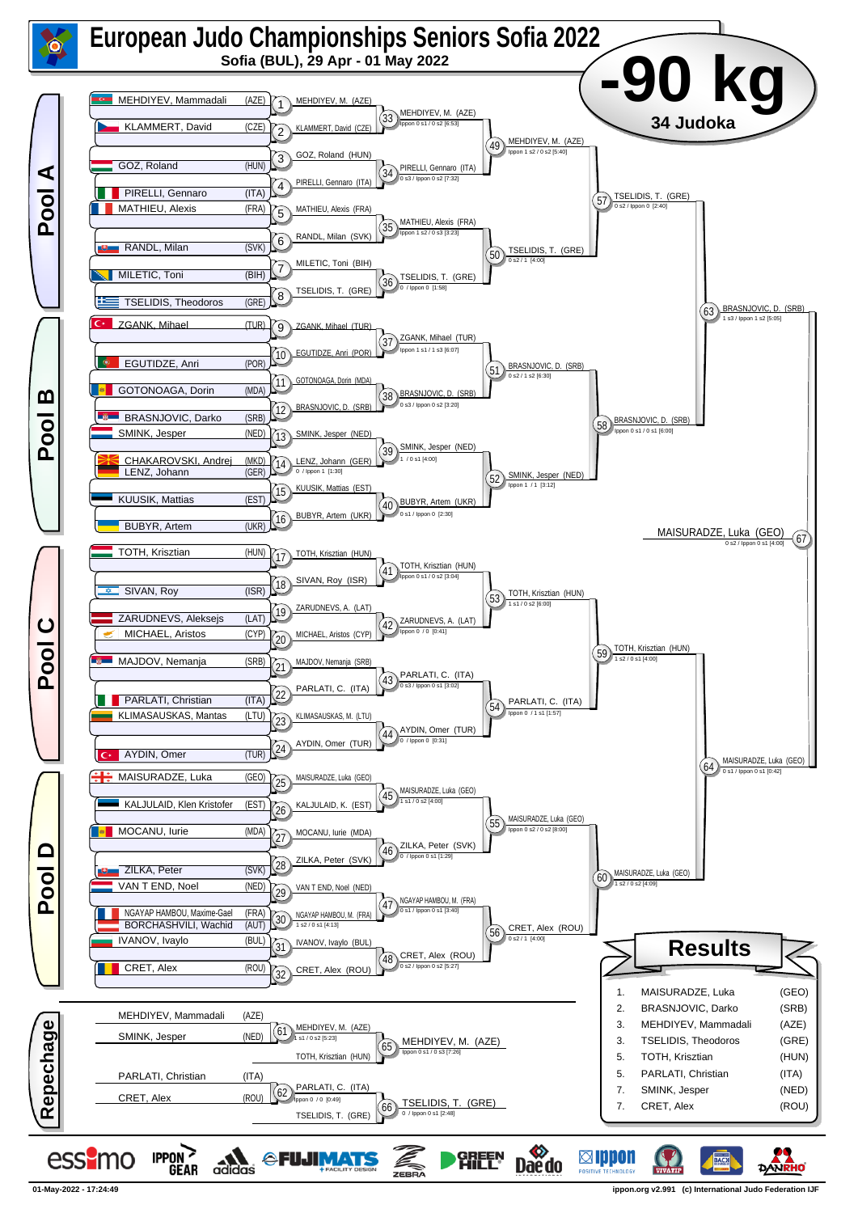# European Judo Championships Seniors Sofia 2022

**Sofia (BUL), 29 Apr - 01 May 2022**

# -90 kg

**34 Judoka**

## Pool A

| Athlete | Country |
|---|---|
| MEHDIYEV, Mammadali | (AZE) |
| KLAMMERT, David | (CZE) |
| GOZ, Roland | (HUN) |
| PIRELLI, Gennaro | (ITA) |
| MATHIEU, Alexis | (FRA) |
| RANDL, Milan | (SVK) |
| MILETIC, Toni | (BIH) |
| TSELIDIS, Theodoros | (GRE) |

| Contest | Competitors / Winner | Score |
|---|---|---|
| 1 | MEHDIYEV, M. (AZE) | |
| 2 | KLAMMERT, David (CZE) | |
| 3 | GOZ, Roland (HUN) | |
| 4 | PIRELLI, Gennaro (ITA) | |
| 5 | MATHIEU, Alexis (FRA) | |
| 6 | RANDL, Milan (SVK) | |
| 7 | MILETIC, Toni (BIH) | |
| 8 | TSELIDIS, T. (GRE) | |
| 33 | MEHDIYEV, M. (AZE) | Ippon 0 s1 / 0 s2 [6:53] |
| 34 | PIRELLI, Gennaro (ITA) | 0 s3 / Ippon 0 s2 [7:32] |
| 35 | MATHIEU, Alexis (FRA) | Ippon 1 s2 / 0 s3 [3:23] |
| 36 | TSELIDIS, T. (GRE) | 0 / Ippon 0 [1:58] |
| 49 | MEHDIYEV, M. (AZE) | Ippon 1 s2 / 0 s2 [5:40] |
| 50 | TSELIDIS, T. (GRE) | 0 s2 / 1 [4:00] |
| 57 | TSELIDIS, T. (GRE) | 0 s2 / Ippon 0 [2:40] |

## Pool B

| Athlete | Country |
|---|---|
| ZGANK, Mihael | (TUR) |
| EGUTIDZE, Anri | (POR) |
| GOTONOAGA, Dorin | (MDA) |
| BRASNJOVIC, Darko | (SRB) |
| SMINK, Jesper | (NED) |
| CHAKAROVSKI, Andrej | (MKD) |
| LENZ, Johann | (GER) |
| KUUSIK, Mattias | (EST) |
| BUBYR, Artem | (UKR) |

| Contest | Competitors / Winner | Score |
|---|---|---|
| 9 | ZGANK, Mihael (TUR) | |
| 10 | EGUTIDZE, Anri (POR) | |
| 11 | GOTONOAGA, Dorin (MDA) | |
| 12 | BRASNJOVIC, D. (SRB) | |
| 13 | SMINK, Jesper (NED) | |
| 14 | LENZ, Johann (GER) | 0 / Ippon 1 [1:30] |
| 15 | KUUSIK, Mattias (EST) | |
| 16 | BUBYR, Artem (UKR) | |
| 37 | ZGANK, Mihael (TUR) | Ippon 1 s1 / 1 s3 [6:07] |
| 38 | BRASNJOVIC, D. (SRB) | 0 s3 / Ippon 0 s2 [3:20] |
| 39 | SMINK, Jesper (NED) | 1 / 0 s1 [4:00] |
| 40 | BUBYR, Artem (UKR) | 0 s1 / Ippon 0 [2:30] |
| 51 | BRASNJOVIC, D. (SRB) | 0 s2 / 1 s2 [6:30] |
| 52 | SMINK, Jesper (NED) | Ippon 1 / 1 [3:12] |
| 58 | BRASNJOVIC, D. (SRB) | Ippon 0 s1 / 0 s1 [6:00] |
| 63 | BRASNJOVIC, D. (SRB) | 1 s3 / Ippon 1 s2 [5:05] |

## Pool C

| Athlete | Country |
|---|---|
| TOTH, Krisztian | (HUN) |
| SIVAN, Roy | (ISR) |
| ZARUDNEVS, Aleksejs | (LAT) |
| MICHAEL, Aristos | (CYP) |
| MAJDOV, Nemanja | (SRB) |
| PARLATI, Christian | (ITA) |
| KLIMASAUSKAS, Mantas | (LTU) |
| AYDIN, Omer | (TUR) |

| Contest | Competitors / Winner | Score |
|---|---|---|
| 17 | TOTH, Krisztian (HUN) | |
| 18 | SIVAN, Roy (ISR) | |
| 19 | ZARUDNEVS, A. (LAT) | |
| 20 | MICHAEL, Aristos (CYP) | |
| 21 | MAJDOV, Nemanja (SRB) | |
| 22 | PARLATI, C. (ITA) | |
| 23 | KLIMASAUSKAS, M. (LTU) | |
| 24 | AYDIN, Omer (TUR) | |
| 41 | TOTH, Krisztian (HUN) | Ippon 0 s1 / 0 s2 [3:04] |
| 42 | ZARUDNEVS, A. (LAT) | Ippon 0 / 0 [0:41] |
| 43 | PARLATI, C. (ITA) | 0 s3 / Ippon 0 s1 [3:02] |
| 44 | AYDIN, Omer (TUR) | 0 / Ippon 0 [0:31] |
| 53 | TOTH, Krisztian (HUN) | 1 s1 / 0 s2 [6:00] |
| 54 | PARLATI, C. (ITA) | Ippon 0 / 1 s1 [1:57] |
| 59 | TOTH, Krisztian (HUN) | 1 s2 / 0 s1 [4:00] |

## Pool D

| Athlete | Country |
|---|---|
| MAISURADZE, Luka | (GEO) |
| KALJULAID, Klen Kristofer | (EST) |
| MOCANU, Iurie | (MDA) |
| ZILKA, Peter | (SVK) |
| VAN T END, Noel | (NED) |
| NGAYAP HAMBOU, Maxime-Gael | (FRA) |
| BORCHASHVILI, Wachid | (AUT) |
| IVANOV, Ivaylo | (BUL) |
| CRET, Alex | (ROU) |

| Contest | Competitors / Winner | Score |
|---|---|---|
| 25 | MAISURADZE, Luka (GEO) | |
| 26 | KALJULAID, K. (EST) | |
| 27 | MOCANU, Iurie (MDA) | |
| 28 | ZILKA, Peter (SVK) | |
| 29 | VAN T END, Noel (NED) | |
| 30 | NGAYAP HAMBOU, M. (FRA) | 1 s2 / 0 s1 [4:13] |
| 31 | IVANOV, Ivaylo (BUL) | |
| 32 | CRET, Alex (ROU) | |
| 45 | MAISURADZE, Luka (GEO) | 1 s1 / 0 s2 [4:00] |
| 46 | ZILKA, Peter (SVK) | 0 / Ippon 0 s1 [1:29] |
| 47 | NGAYAP HAMBOU, M. (FRA) | 0 s1 / Ippon 0 s1 [3:40] |
| 48 | CRET, Alex (ROU) | 0 s2 / Ippon 0 s2 [5:27] |
| 55 | MAISURADZE, Luka (GEO) | Ippon 0 s2 / 0 s2 [8:00] |
| 56 | CRET, Alex (ROU) | 0 s2 / 1 [4:00] |
| 60 | MAISURADZE, Luka (GEO) | 1 s2 / 0 s2 [4:09] |
| 64 | MAISURADZE, Luka (GEO) | 0 s1 / Ippon 0 s1 [0:42] |

## Final

| Contest | Winner | Score |
|---|---|---|
| 67 | MAISURADZE, Luka (GEO) | 0 s2 / Ippon 0 s1 [4:00] |

## Repechage

| Contest | Competitors | Winner | Score |
|---|---|---|---|
| 61 | MEHDIYEV, Mammadali (AZE) vs SMINK, Jesper (NED) | MEHDIYEV, M. (AZE) | 1 s2 / 0 s2 [5:23] |
| 62 | PARLATI, Christian (ITA) vs CRET, Alex (ROU) | PARLATI, C. (ITA) | Ippon 0 / 0 [0:49] |
| 65 | MEHDIYEV, M. (AZE) vs TOTH, Krisztian (HUN) | MEHDIYEV, M. (AZE) | Ippon 0 s1 / 0 s3 [7:26] |
| 66 | PARLATI, C. (ITA) vs TSELIDIS, T. (GRE) | TSELIDIS, T. (GRE) | 0 / Ippon 0 s1 [2:48] |

## Results

| Place | Name | Country |
|---|---|---|
| 1. | MAISURADZE, Luka | (GEO) |
| 2. | BRASNJOVIC, Darko | (SRB) |
| 3. | MEHDIYEV, Mammadali | (AZE) |
| 3. | TSELIDIS, Theodoros | (GRE) |
| 5. | TOTH, Krisztian | (HUN) |
| 5. | PARLATI, Christian | (ITA) |
| 7. | SMINK, Jesper | (NED) |
| 7. | CRET, Alex | (ROU) |

01-May-2022 - 17:24:49

ippon.org v2.991 (c) International Judo Federation IJF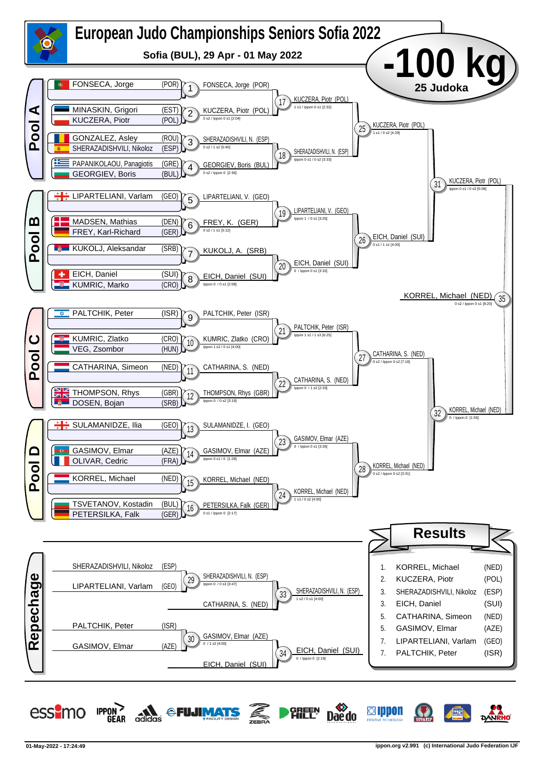# European Judo Championships Seniors Sofia 2022

**Sofia (BUL), 29 Apr - 01 May 2022**

## -100 kg

**25 Judoka**

### Pool A

| Contest | Athletes | Winner | Score |
|---|---|---|---|
| 1 | FONSECA, Jorge (POR) | FONSECA, Jorge (POR) | |
| 2 | MINASKIN, Grigori (EST) vs KUCZERA, Piotr (POL) | KUCZERA, Piotr (POL) | 0 s2 / Ippon 0 s1 [2:04] |
| 3 | GONZALEZ, Asley (ROU) vs SHERAZADISHVILI, Nikoloz (ESP) | SHERAZADISHVILI, N. (ESP) | 0 s2 / 1 s2 [5:40] |
| 4 | PAPANIKOLAOU, Panagiotis (GRE) vs GEORGIEV, Boris (BUL) | GEORGIEV, Boris (BUL) | 0 s2 / Ippon 0 [2:36] |
| 17 | FONSECA, Jorge vs KUCZERA, Piotr | KUCZERA, Piotr (POL) | 1 s1 / Ippon 0 s1 [2:32] |
| 18 | SHERAZADISHVILI, N. vs GEORGIEV, Boris | SHERAZADISHVILI, N. (ESP) | Ippon 0 s1 / 0 s2 [3:33] |
| 25 | KUCZERA, Piotr vs SHERAZADISHVILI, N. | KUCZERA, Piotr (POL) | 1 s1 / 0 s2 [4:29] |

### Pool B

| Contest | Athletes | Winner | Score |
|---|---|---|---|
| 5 | LIPARTELIANI, Varlam (GEO) | LIPARTELIANI, V. (GEO) | |
| 6 | MADSEN, Mathias (DEN) vs FREY, Karl-Richard (GER) | FREY, K. (GER) | 0 s2 / 1 s1 [5:12] |
| 7 | KUKOLJ, Aleksandar (SRB) | KUKOLJ, A. (SRB) | |
| 8 | EICH, Daniel (SUI) vs KUMRIC, Marko (CRO) | EICH, Daniel (SUI) | Ippon 0 / 0 s1 [2:08] |
| 19 | LIPARTELIANI, V. vs FREY, K. | LIPARTELIANI, V. (GEO) | Ippon 1 / 0 s1 [3:25] |
| 20 | KUKOLJ, A. vs EICH, Daniel | EICH, Daniel (SUI) | 0 / Ippon 0 s1 [3:32] |
| 26 | LIPARTELIANI, V. vs EICH, Daniel | EICH, Daniel (SUI) | 0 s1 / 1 s1 [4:00] |
| 31 | KUCZERA, Piotr vs EICH, Daniel | KUCZERA, Piotr (POL) | Ippon 0 s1 / 0 s3 [5:08] |

### Pool C

| Contest | Athletes | Winner | Score |
|---|---|---|---|
| 9 | PALTCHIK, Peter (ISR) | PALTCHIK, Peter (ISR) | |
| 10 | KUMRIC, Zlatko (CRO) vs VEG, Zsombor (HUN) | KUMRIC, Zlatko (CRO) | Ippon 1 s2 / 0 s1 [4:00] |
| 11 | CATHARINA, Simeon (NED) | CATHARINA, S. (NED) | |
| 12 | THOMPSON, Rhys (GBR) vs DOSEN, Bojan (SRB) | THOMPSON, Rhys (GBR) | Ippon 0 / 0 s2 [3:19] |
| 21 | PALTCHIK, Peter vs KUMRIC, Zlatko | PALTCHIK, Peter (ISR) | Ippon 1 s1 / 1 s3 [6:25] |
| 22 | CATHARINA, S. vs THOMPSON, Rhys | CATHARINA, S. (NED) | Ippon 0 / 1 s2 [2:33] |
| 27 | PALTCHIK, Peter vs CATHARINA, S. | CATHARINA, S. (NED) | 0 s2 / Ippon 0 s2 [7:18] |

### Pool D

| Contest | Athletes | Winner | Score |
|---|---|---|---|
| 13 | SULAMANIDZE, Ilia (GEO) | SULAMANIDZE, I. (GEO) | |
| 14 | GASIMOV, Elmar (AZE) vs OLIVAR, Cedric (FRA) | GASIMOV, Elmar (AZE) | Ippon 0 s1 / 0 [1:29] |
| 15 | KORREL, Michael (NED) | KORREL, Michael (NED) | |
| 16 | TSVETANOV, Kostadin (BUL) vs PETERSILKA, Falk (GER) | PETERSILKA, Falk (GER) | 0 s1 / Ippon 0 [2:17] |
| 23 | SULAMANIDZE, I. vs GASIMOV, Elmar | GASIMOV, Elmar (AZE) | 0 / Ippon 0 s1 [3:26] |
| 24 | KORREL, Michael vs PETERSILKA, Falk | KORREL, Michael (NED) | 1 s1 / 0 s2 [4:00] |
| 28 | GASIMOV, Elmar vs KORREL, Michael | KORREL, Michael (NED) | 0 s2 / Ippon 0 s2 [3:31] |
| 32 | CATHARINA, S. vs KORREL, Michael | KORREL, Michael (NED) | 0 / Ippon 0 [1:55] |

### Final

| Contest | Athletes | Winner | Score |
|---|---|---|---|
| 35 | KUCZERA, Piotr vs KORREL, Michael | KORREL, Michael (NED) | 0 s2 / Ippon 0 s1 [8:20] |

### Repechage

| Contest | Athletes | Winner | Score |
|---|---|---|---|
| 29 | SHERAZADISHVILI, Nikoloz (ESP) vs LIPARTELIANI, Varlam (GEO) | SHERAZADISHVILI, N. (ESP) | Ippon 0 / 0 s3 [3:47] |
| 33 | SHERAZADISHVILI, N. (ESP) vs CATHARINA, S. (NED) | SHERAZADISHVILI, N. (ESP) | 1 s2 / 0 s1 [4:00] |
| 30 | PALTCHIK, Peter (ISR) vs GASIMOV, Elmar (AZE) | GASIMOV, Elmar (AZE) | 0 / 1 s2 [4:00] |
| 34 | GASIMOV, Elmar (AZE) vs EICH, Daniel (SUI) | EICH, Daniel (SUI) | 0 / Ippon 0 [2:19] |

### Results

| Rank | Name | Country |
|---|---|---|
| 1. | KORREL, Michael | (NED) |
| 2. | KUCZERA, Piotr | (POL) |
| 3. | SHERAZADISHVILI, Nikoloz | (ESP) |
| 3. | EICH, Daniel | (SUI) |
| 5. | CATHARINA, Simeon | (NED) |
| 5. | GASIMOV, Elmar | (AZE) |
| 7. | LIPARTELIANI, Varlam | (GEO) |
| 7. | PALTCHIK, Peter | (ISR) |

01-May-2022 - 17:24:49

ippon.org v2.991 (c) International Judo Federation IJF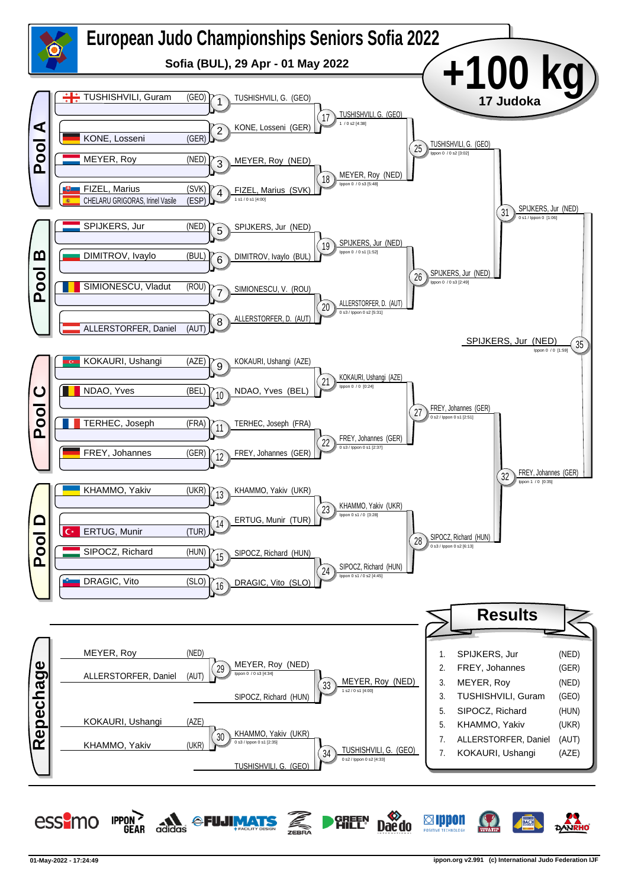# European Judo Championships Seniors Sofia 2022

**Sofia (BUL), 29 Apr - 01 May 2022**

## +100 kg

**17 Judoka**

### Pool A

| Contest | Competitors | Winner | Score |
|---|---|---|---|
| 1 | TUSHISHVILI, Guram (GEO) | TUSHISHVILI, G. (GEO) | |
| 2 | KONE, Losseni (GER) | KONE, Losseni (GER) | |
| 3 | MEYER, Roy (NED) | MEYER, Roy (NED) | |
| 4 | FIZEL, Marius (SVK) – CHELARU GRIGORAS, Irinel Vasile (ESP) | FIZEL, Marius (SVK) | 1 s1 / 0 s1 [4:00] |
| 17 | TUSHISHVILI, G. (GEO) – KONE, Losseni (GER) | TUSHISHVILI, G. (GEO) | 1 / 0 s2 [4:38] |
| 18 | MEYER, Roy (NED) – FIZEL, Marius (SVK) | MEYER, Roy (NED) | Ippon 0 / 0 s3 [5:48] |
| 25 | TUSHISHVILI, G. (GEO) – MEYER, Roy (NED) | TUSHISHVILI, G. (GEO) | Ippon 0 / 0 s2 [3:02] |

### Pool B

| Contest | Competitors | Winner | Score |
|---|---|---|---|
| 5 | SPIJKERS, Jur (NED) | SPIJKERS, Jur (NED) | |
| 6 | DIMITROV, Ivaylo (BUL) | DIMITROV, Ivaylo (BUL) | |
| 7 | SIMIONESCU, Vladut (ROU) | SIMIONESCU, V. (ROU) | |
| 8 | ALLERSTORFER, Daniel (AUT) | ALLERSTORFER, D. (AUT) | |
| 19 | SPIJKERS, Jur (NED) – DIMITROV, Ivaylo (BUL) | SPIJKERS, Jur (NED) | Ippon 0 / 0 s1 [1:52] |
| 20 | SIMIONESCU, V. (ROU) – ALLERSTORFER, D. (AUT) | ALLERSTORFER, D. (AUT) | 0 s3 / Ippon 0 s2 [5:31] |
| 26 | SPIJKERS, Jur (NED) – ALLERSTORFER, D. (AUT) | SPIJKERS, Jur (NED) | Ippon 0 / 0 s3 [2:49] |
| 31 | TUSHISHVILI, G. (GEO) – SPIJKERS, Jur (NED) | SPIJKERS, Jur (NED) | 0 s1 / Ippon 0 [1:06] |

### Pool C

| Contest | Competitors | Winner | Score |
|---|---|---|---|
| 9 | KOKAURI, Ushangi (AZE) | KOKAURI, Ushangi (AZE) | |
| 10 | NDAO, Yves (BEL) | NDAO, Yves (BEL) | |
| 11 | TERHEC, Joseph (FRA) | TERHEC, Joseph (FRA) | |
| 12 | FREY, Johannes (GER) | FREY, Johannes (GER) | |
| 21 | KOKAURI, Ushangi (AZE) – NDAO, Yves (BEL) | KOKAURI, Ushangi (AZE) | Ippon 0 / 0 [0:24] |
| 22 | TERHEC, Joseph (FRA) – FREY, Johannes (GER) | FREY, Johannes (GER) | 0 s3 / Ippon 0 s1 [2:37] |
| 27 | KOKAURI, Ushangi (AZE) – FREY, Johannes (GER) | FREY, Johannes (GER) | 0 s2 / Ippon 0 s1 [2:51] |

### Pool D

| Contest | Competitors | Winner | Score |
|---|---|---|---|
| 13 | KHAMMO, Yakiv (UKR) | KHAMMO, Yakiv (UKR) | |
| 14 | ERTUG, Munir (TUR) | ERTUG, Munir (TUR) | |
| 15 | SIPOCZ, Richard (HUN) | SIPOCZ, Richard (HUN) | |
| 16 | DRAGIC, Vito (SLO) | DRAGIC, Vito (SLO) | |
| 23 | KHAMMO, Yakiv (UKR) – ERTUG, Munir (TUR) | KHAMMO, Yakiv (UKR) | Ippon 0 s1 / 0 [3:28] |
| 24 | SIPOCZ, Richard (HUN) – DRAGIC, Vito (SLO) | SIPOCZ, Richard (HUN) | Ippon 0 s1 / 0 s2 [4:45] |
| 28 | KHAMMO, Yakiv (UKR) – SIPOCZ, Richard (HUN) | SIPOCZ, Richard (HUN) | 0 s3 / Ippon 0 s2 [6:13] |
| 32 | FREY, Johannes (GER) – SIPOCZ, Richard (HUN) | FREY, Johannes (GER) | Ippon 1 / 0 [0:35] |

### Final

| Contest | Competitors | Winner | Score |
|---|---|---|---|
| 35 | SPIJKERS, Jur (NED) – FREY, Johannes (GER) | SPIJKERS, Jur (NED) | Ippon 0 / 0 [1:59] |

### Repechage

| Contest | Competitors | Winner | Score |
|---|---|---|---|
| 29 | MEYER, Roy (NED) – ALLERSTORFER, Daniel (AUT) | MEYER, Roy (NED) | Ippon 0 / 0 s3 [4:34] |
| 30 | KOKAURI, Ushangi (AZE) – KHAMMO, Yakiv (UKR) | KHAMMO, Yakiv (UKR) | 0 s3 / Ippon 0 s1 [2:35] |
| 33 | MEYER, Roy (NED) – SIPOCZ, Richard (HUN) | MEYER, Roy (NED) | 1 s2 / 0 s1 [4:00] |
| 34 | KHAMMO, Yakiv (UKR) – TUSHISHVILI, G. (GEO) | TUSHISHVILI, G. (GEO) | 0 s2 / Ippon 0 s2 [4:33] |

## Results

| Rank | Name | Country |
|---|---|---|
| 1. | SPIJKERS, Jur | (NED) |
| 2. | FREY, Johannes | (GER) |
| 3. | MEYER, Roy | (NED) |
| 3. | TUSHISHVILI, Guram | (GEO) |
| 5. | SIPOCZ, Richard | (HUN) |
| 5. | KHAMMO, Yakiv | (UKR) |
| 7. | ALLERSTORFER, Daniel | (AUT) |
| 7. | KOKAURI, Ushangi | (AZE) |

01-May-2022 - 17:24:49 ippon.org v2.991 (c) International Judo Federation IJF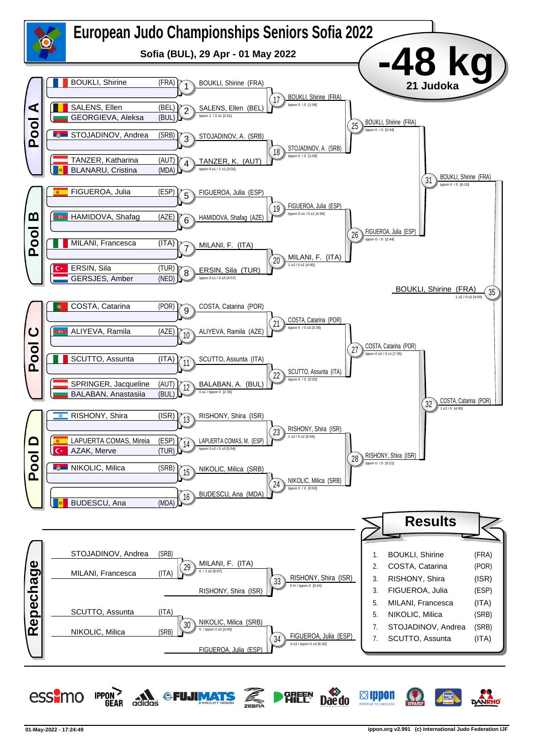# European Judo Championships Seniors Sofia 2022

**Sofia (BUL), 29 Apr - 01 May 2022**

## -48 kg

**21 Judoka**

### Pool A

| Match | Competitors | Winner | Score |
|---|---|---|---|
| 1 | BOUKLI, Shirine (FRA) – bye | BOUKLI, Shirine (FRA) | |
| 2 | SALENS, Ellen (BEL) vs GEORGIEVA, Aleksa (BUL) | SALENS, Ellen (BEL) | Ippon 1 / 0 s1 [2:51] |
| 3 | STOJADINOV, Andrea (SRB) – bye | STOJADINOV, A. (SRB) | |
| 4 | TANZER, Katharina (AUT) vs BLANARU, Cristina (MDA) | TANZER, K. (AUT) | Ippon 0 s1 / 1 s1 [3:02] |
| 17 | BOUKLI vs SALENS | BOUKLI, Shirine (FRA) | Ippon 0 / 0 [1:06] |
| 18 | STOJADINOV vs TANZER | STOJADINOV, A. (SRB) | Ippon 0 / 0 [1:09] |
| 25 | BOUKLI vs STOJADINOV | BOUKLI, Shirine (FRA) | Ippon 0 / 0 [0:34] |

### Pool B

| Match | Competitors | Winner | Score |
|---|---|---|---|
| 5 | FIGUEROA, Julia (ESP) – bye | FIGUEROA, Julia (ESP) | |
| 6 | HAMIDOVA, Shafag (AZE) – bye | HAMIDOVA, Shafag (AZE) | |
| 7 | MILANI, Francesca (ITA) – bye | MILANI, F. (ITA) | |
| 8 | ERSIN, Sila (TUR) vs GERSJES, Amber (NED) | ERSIN, Sila (TUR) | Ippon 0 s1 / 0 s3 [4:57] |
| 19 | FIGUEROA vs HAMIDOVA | FIGUEROA, Julia (ESP) | Ippon 0 s1 / 0 s1 [4:36] |
| 20 | MILANI vs ERSIN | MILANI, F. (ITA) | 1 s2 / 0 s1 [4:00] |
| 26 | FIGUEROA vs MILANI | FIGUEROA, Julia (ESP) | Ippon 0 / 0 [2:44] |

### Pool C

| Match | Competitors | Winner | Score |
|---|---|---|---|
| 9 | COSTA, Catarina (POR) – bye | COSTA, Catarina (POR) | |
| 10 | ALIYEVA, Ramila (AZE) – bye | ALIYEVA, Ramila (AZE) | |
| 11 | SCUTTO, Assunta (ITA) – bye | SCUTTO, Assunta (ITA) | |
| 12 | SPRINGER, Jacqueline (AUT) vs BALABAN, Anastasiia (BUL) | BALABAN, A. (BUL) | 0 s1 / Ippon 0 [2:35] |
| 21 | COSTA vs ALIYEVA | COSTA, Catarina (POR) | Ippon 0 / 0 s3 [3:35] |
| 22 | SCUTTO vs BALABAN | SCUTTO, Assunta (ITA) | Ippon 0 / 0 [2:02] |
| 27 | COSTA vs SCUTTO | COSTA, Catarina (POR) | Ippon 0 s2 / 0 s1 [7:35] |

### Pool D

| Match | Competitors | Winner | Score |
|---|---|---|---|
| 13 | RISHONY, Shira (ISR) – bye | RISHONY, Shira (ISR) | |
| 14 | LAPUERTA COMAS, Mireia (ESP) vs AZAK, Merve (TUR) | LAPUERTA COMAS, M. (ESP) | Ippon 0 s2 / 0 s3 [5:54] |
| 15 | NIKOLIC, Milica (SRB) – bye | NIKOLIC, Milica (SRB) | |
| 16 | BUDESCU, Ana (MDA) – bye | BUDESCU, Ana (MDA) | |
| 23 | RISHONY vs LAPUERTA COMAS | RISHONY, Shira (ISR) | 1 s2 / 0 s2 [5:04] |
| 24 | NIKOLIC vs BUDESCU | NIKOLIC, Milica (SRB) | Ippon 0 / 0 [0:50] |
| 28 | RISHONY vs NIKOLIC | RISHONY, Shira (ISR) | Ippon 0 / 0 [0:21] |

### Semi-finals and Final

| Match | Competitors | Winner | Score |
|---|---|---|---|
| 31 | BOUKLI vs FIGUEROA | BOUKLI, Shirine (FRA) | Ippon 0 / 0 [6:10] |
| 32 | COSTA vs RISHONY | COSTA, Catarina (POR) | 1 s2 / 0 [4:00] |
| 35 | BOUKLI vs COSTA | BOUKLI, Shirine (FRA) | 1 s2 / 0 s2 [4:00] |

### Repechage

| Match | Competitors | Winner | Score |
|---|---|---|---|
| 29 | STOJADINOV, Andrea (SRB) vs MILANI, Francesca (ITA) | MILANI, F. (ITA) | 0 / 1 s2 [6:07] |
| 30 | SCUTTO, Assunta (ITA) vs NIKOLIC, Milica (SRB) | NIKOLIC, Milica (SRB) | 0 / Ippon 0 s2 [4:00] |
| 33 | MILANI vs RISHONY, Shira (ISR) | RISHONY, Shira (ISR) | 0 H / Ippon 0 [0:24] |
| 34 | NIKOLIC vs FIGUEROA, Julia (ESP) | FIGUEROA, Julia (ESP) | 0 s3 / Ippon 0 s2 [6:32] |

## Results

| Place | Name | Country |
|---|---|---|
| 1. | BOUKLI, Shirine | (FRA) |
| 2. | COSTA, Catarina | (POR) |
| 3. | RISHONY, Shira | (ISR) |
| 3. | FIGUEROA, Julia | (ESP) |
| 5. | MILANI, Francesca | (ITA) |
| 5. | NIKOLIC, Milica | (SRB) |
| 7. | STOJADINOV, Andrea | (SRB) |
| 7. | SCUTTO, Assunta | (ITA) |

01-May-2022 - 17:24:49 ippon.org v2.991 (c) International Judo Federation IJF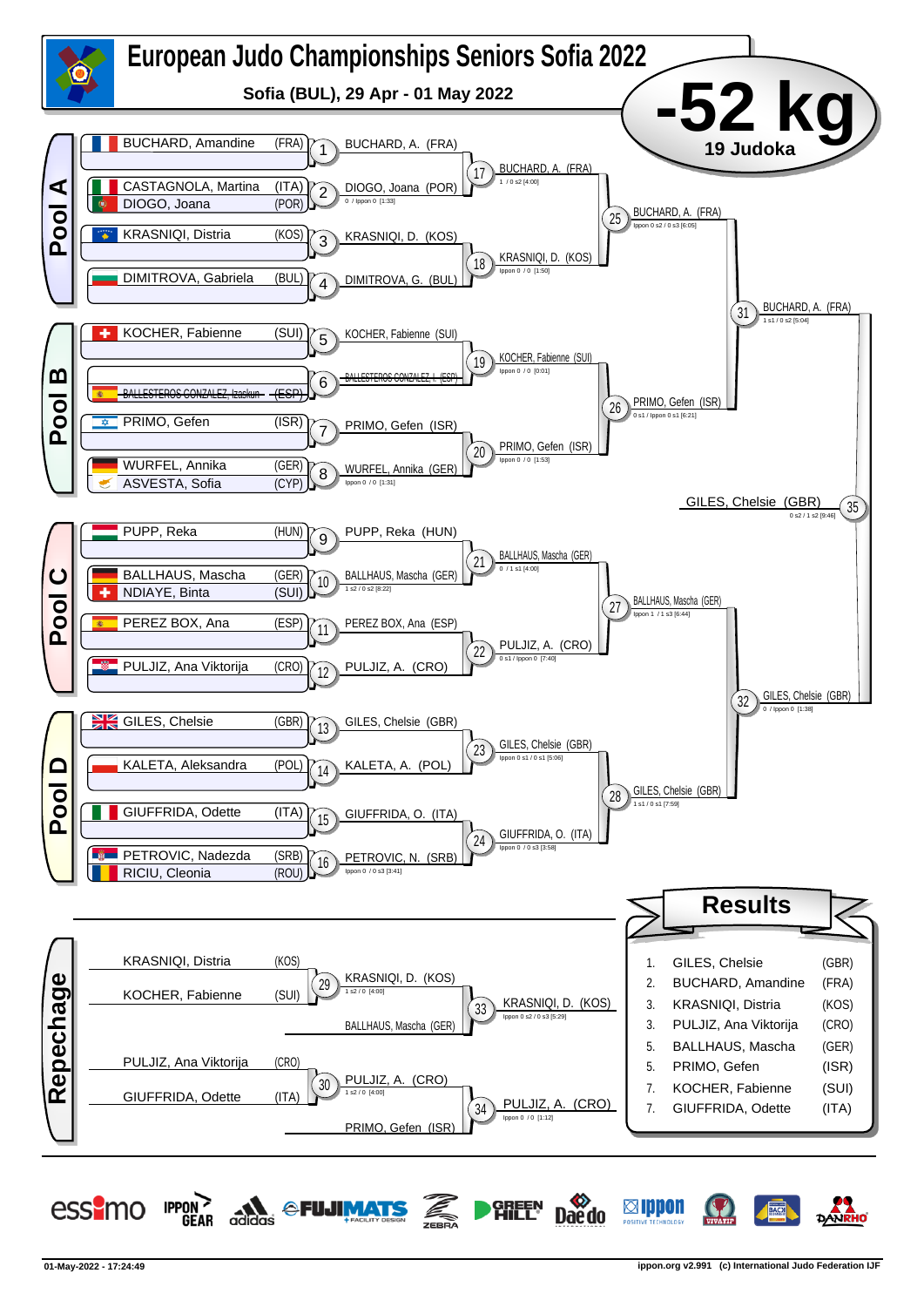# European Judo Championships Seniors Sofia 2022

**Sofia (BUL), 29 Apr - 01 May 2022**

## -52 kg

**19 Judoka**

## Pool A

- BUCHARD, Amandine (FRA)
- CASTAGNOLA, Martina (ITA)
- DIOGO, Joana (POR)
- KRASNIQI, Distria (KOS)
- DIMITROVA, Gabriela (BUL)

| Contest | Winner | Score |
|---|---|---|
| 1 | BUCHARD, A. (FRA) | |
| 2 | DIOGO, Joana (POR) | 0 / Ippon 0 [1:33] |
| 3 | KRASNIQI, D. (KOS) | |
| 4 | DIMITROVA, G. (BUL) | |
| 17 | BUCHARD, A. (FRA) | 1 / 0 s2 [4:00] |
| 18 | KRASNIQI, D. (KOS) | Ippon 0 / 0 [1:50] |
| 25 | BUCHARD, A. (FRA) | Ippon 0 s2 / 0 s3 [6:05] |

## Pool B

- KOCHER, Fabienne (SUI)
- ~~BALLESTEROS GONZALEZ, Izaskun (ESP)~~
- PRIMO, Gefen (ISR)
- WURFEL, Annika (GER)
- ASVESTA, Sofia (CYP)

| Contest | Winner | Score |
|---|---|---|
| 5 | KOCHER, Fabienne (SUI) | |
| 6 | ~~BALLESTEROS GONZALEZ, I. (ESP)~~ | |
| 7 | PRIMO, Gefen (ISR) | |
| 8 | WURFEL, Annika (GER) | Ippon 0 / 0 [1:31] |
| 19 | KOCHER, Fabienne (SUI) | Ippon 0 / 0 [0:01] |
| 20 | PRIMO, Gefen (ISR) | Ippon 0 / 0 [1:53] |
| 26 | PRIMO, Gefen (ISR) | 0 s1 / Ippon 0 s1 [6:21] |
| 31 | BUCHARD, A. (FRA) | 1 s1 / 0 s2 [5:04] |

## Pool C

- PUPP, Reka (HUN)
- BALLHAUS, Mascha (GER)
- NDIAYE, Binta (SUI)
- PEREZ BOX, Ana (ESP)
- PULJIZ, Ana Viktorija (CRO)

| Contest | Winner | Score |
|---|---|---|
| 9 | PUPP, Reka (HUN) | |
| 10 | BALLHAUS, Mascha (GER) | 1 s2 / 0 s2 [8:22] |
| 11 | PEREZ BOX, Ana (ESP) | |
| 12 | PULJIZ, A. (CRO) | |
| 21 | BALLHAUS, Mascha (GER) | 0 / 1 s1 [4:00] |
| 22 | PULJIZ, A. (CRO) | 0 s1 / Ippon 0 [7:40] |
| 27 | BALLHAUS, Mascha (GER) | Ippon 1 / 1 s3 [6:44] |

## Pool D

- GILES, Chelsie (GBR)
- KALETA, Aleksandra (POL)
- GIUFFRIDA, Odette (ITA)
- PETROVIC, Nadezda (SRB)
- RICIU, Cleonia (ROU)

| Contest | Winner | Score |
|---|---|---|
| 13 | GILES, Chelsie (GBR) | |
| 14 | KALETA, A. (POL) | |
| 15 | GIUFFRIDA, O. (ITA) | |
| 16 | PETROVIC, N. (SRB) | Ippon 0 / 0 s3 [3:41] |
| 23 | GILES, Chelsie (GBR) | Ippon 0 s1 / 0 s1 [5:06] |
| 24 | GIUFFRIDA, O. (ITA) | Ippon 0 / 0 s3 [3:58] |
| 28 | GILES, Chelsie (GBR) | 1 s1 / 0 s1 [7:59] |
| 32 | GILES, Chelsie (GBR) | 0 / Ippon 0 [1:38] |

**Final (35):** GILES, Chelsie (GBR) — 0 s2 / 1 s2 [9:46]

## Repechage

| Contest | Competitors | Winner | Score |
|---|---|---|---|
| 29 | KRASNIQI, Distria (KOS) vs KOCHER, Fabienne (SUI) | KRASNIQI, D. (KOS) | 1 s2 / 0 [4:00] |
| 30 | PULJIZ, Ana Viktorija (CRO) vs GIUFFRIDA, Odette (ITA) | PULJIZ, A. (CRO) | 1 s2 / 0 [4:00] |
| 33 | KRASNIQI, D. (KOS) vs BALLHAUS, Mascha (GER) | KRASNIQI, D. (KOS) | Ippon 0 s2 / 0 s3 [5:29] |
| 34 | PULJIZ, A. (CRO) vs PRIMO, Gefen (ISR) | PULJIZ, A. (CRO) | Ippon 0 / 0 [1:12] |

## Results

| Place | Name | Nation |
|---|---|---|
| 1. | GILES, Chelsie | (GBR) |
| 2. | BUCHARD, Amandine | (FRA) |
| 3. | KRASNIQI, Distria | (KOS) |
| 3. | PULJIZ, Ana Viktorija | (CRO) |
| 5. | BALLHAUS, Mascha | (GER) |
| 5. | PRIMO, Gefen | (ISR) |
| 7. | KOCHER, Fabienne | (SUI) |
| 7. | GIUFFRIDA, Odette | (ITA) |

01-May-2022 - 17:24:49

ippon.org v2.991 (c) International Judo Federation IJF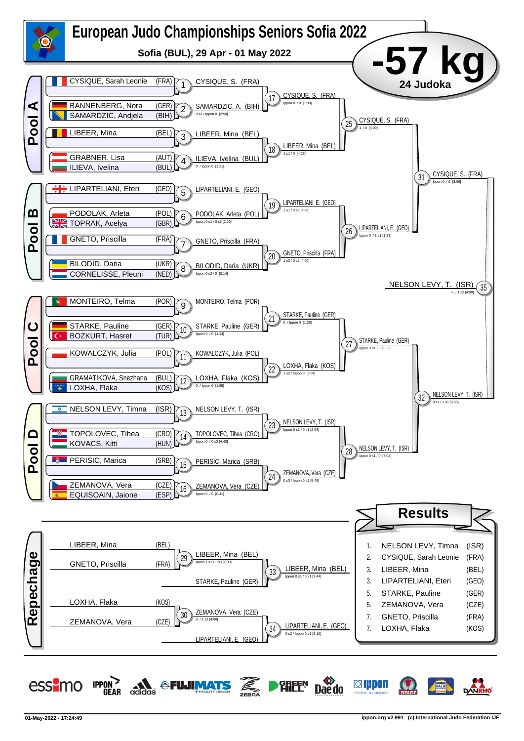# European Judo Championships Seniors Sofia 2022

**Sofia (BUL), 29 Apr - 01 May 2022**

## -57 kg

**24 Judoka**

### Pool A

| Contest | Athlete(s) | Winner | Score |
|---|---|---|---|
| 1 | CYSIQUE, Sarah Leonie (FRA) | CYSIQUE, S. (FRA) | |
| 2 | BANNENBERG, Nora (GER) / SAMARDZIC, Andjela (BIH) | SAMARDZIC, A. (BIH) | 0 s2 / Ippon 0 [2:50] |
| 3 | LIBEER, Mina (BEL) | LIBEER, Mina (BEL) | |
| 4 | GRABNER, Lisa (AUT) / ILIEVA, Ivelina (BUL) | ILIEVA, Ivelina (BUL) | 0 / Ippon 0 [1:21] |
| 17 | | CYSIQUE, S. (FRA) | Ippon 0 / 0 [1:39] |
| 18 | | LIBEER, Mina (BEL) | 1 s1 / 0 [4:25] |
| 25 | | CYSIQUE, S. (FRA) | 1 / 0 [4:00] |

### Pool B

| Contest | Athlete(s) | Winner | Score |
|---|---|---|---|
| 5 | LIPARTELIANI, Eteri (GEO) | LIPARTELIANI, E. (GEO) | |
| 6 | PODOLAK, Arleta (POL) / TOPRAK, Acelya (GBR) | PODOLAK, Arleta (POL) | Ippon 0 s1 / 0 s3 [2:20] |
| 7 | GNETO, Priscilla (FRA) | GNETO, Priscilla (FRA) | |
| 8 | BILODID, Daria (UKR) / CORNELISSE, Pleuni (NED) | BILODID, Daria (UKR) | Ippon 0 s2 / 0 [3:14] |
| 19 | | LIPARTELIANI, E. (GEO) | 1 s1 / 0 s2 [4:00] |
| 20 | | GNETO, Priscilla (FRA) | 1 s2 / 0 s2 [4:00] |
| 26 | | LIPARTELIANI, E. (GEO) | Ippon 0 / 1 s1 [1:33] |
| 31 | | CYSIQUE, S. (FRA) | Ippon 0 / 0 [3:09] |

### Pool C

| Contest | Athlete(s) | Winner | Score |
|---|---|---|---|
| 9 | MONTEIRO, Telma (POR) | MONTEIRO, Telma (POR) | |
| 10 | STARKE, Pauline (GER) / BOZKURT, Hasret (TUR) | STARKE, Pauline (GER) | Ippon 0 / 0 [1:14] |
| 11 | KOWALCZYK, Julia (POL) | KOWALCZYK, Julia (POL) | |
| 12 | GRAMATIKOVA, Snezhana (BUL) / LOXHA, Flaka (KOS) | LOXHA, Flaka (KOS) | 0 / Ippon 0 [1:55] |
| 21 | | STARKE, Pauline (GER) | 0 / Ippon 0 [1:26] |
| 22 | | LOXHA, Flaka (KOS) | 1 s2 / Ippon 0 [3:04] |
| 27 | | STARKE, Pauline (GER) | Ippon 0 s1 / 0 [3:22] |

### Pool D

| Contest | Athlete(s) | Winner | Score |
|---|---|---|---|
| 13 | NELSON LEVY, Timna (ISR) | NELSON LEVY, T. (ISR) | |
| 14 | TOPOLOVEC, Tihea (CRO) / KOVACS, Kitti (HUN) | TOPOLOVEC, Tihea (CRO) | Ippon 0 / 0 s2 [4:43] |
| 15 | PERISIC, Marica (SRB) | PERISIC, Marica (SRB) | |
| 16 | ZEMANOVA, Vera (CZE) / EQUISOAIN, Jaione (ESP) | ZEMANOVA, Vera (CZE) | Ippon 0 / 0 [0:41] |
| 23 | | NELSON LEVY, T. (ISR) | Ippon 0 s1 / 0 s1 [2:03] |
| 24 | | ZEMANOVA, Vera (CZE) | 0 s3 / Ippon 0 s2 [5:48] |
| 28 | | NELSON LEVY, T. (ISR) | Ippon 0 s1 / 0 [7:02] |
| 32 | | NELSON LEVY, T. (ISR) | 0 s1 / 1 s1 [5:55] |

### Final

| Contest | Winner | Score |
|---|---|---|
| 35 | NELSON LEVY, T. (ISR) | 0 / 1 s2 [4:00] |

### Repechage

| Contest | Athletes | Winner | Score |
|---|---|---|---|
| 29 | LIBEER, Mina (BEL) / GNETO, Priscilla (FRA) | LIBEER, Mina (BEL) | Ippon 1 s1 / 1 s3 [7:00] |
| 33 | LIBEER, Mina (BEL) / STARKE, Pauline (GER) | LIBEER, Mina (BEL) | Ippon 0 s1 / 0 s1 [3:44] |
| 30 | LOXHA, Flaka (KOS) / ZEMANOVA, Vera (CZE) | ZEMANOVA, Vera (CZE) | 0 / 1 s2 [4:00] |
| 34 | ZEMANOVA, Vera (CZE) / LIPARTELIANI, E. (GEO) | LIPARTELIANI, E. (GEO) | 0 s2 / Ippon 0 s1 [3:10] |

## Results

| Rank | Name | Country |
|---|---|---|
| 1. | NELSON LEVY, Timna | (ISR) |
| 2. | CYSIQUE, Sarah Leonie | (FRA) |
| 3. | LIBEER, Mina | (BEL) |
| 3. | LIPARTELIANI, Eteri | (GEO) |
| 5. | STARKE, Pauline | (GER) |
| 5. | ZEMANOVA, Vera | (CZE) |
| 7. | GNETO, Priscilla | (FRA) |
| 7. | LOXHA, Flaka | (KOS) |

01-May-2022 - 17:24:49 ippon.org v2.991 (c) International Judo Federation IJF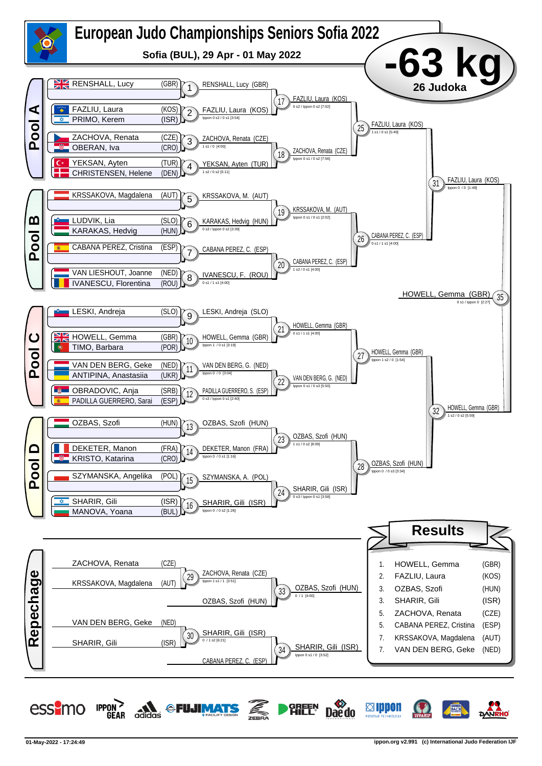# European Judo Championships Seniors Sofia 2022

**Sofia (BUL), 29 Apr - 01 May 2022**

# -63 kg

**26 Judoka**

## Pool A

| Athlete | Nation |
|---|---|
| RENSHALL, Lucy | (GBR) |
| FAZLIU, Laura | (KOS) |
| PRIMO, Kerem | (ISR) |
| ZACHOVA, Renata | (CZE) |
| OBERAN, Iva | (CRO) |
| YEKSAN, Ayten | (TUR) |
| CHRISTENSEN, Helene | (DEN) |

- 1: RENSHALL, Lucy (GBR)
- 2: FAZLIU, Laura (KOS) — Ippon 0 s2 / 0 s1 [3:54]
- 3: ZACHOVA, Renata (CZE) — 1 s1 / 0 [4:00]
- 4: YEKSAN, Ayten (TUR) — 1 s2 / 0 s2 [5:11]
- 17: FAZLIU, Laura (KOS) — 0 s2 / Ippon 0 s2 [7:02]
- 18: ZACHOVA, Renata (CZE) — Ippon 0 s1 / 0 s2 [7:56]
- 25: FAZLIU, Laura (KOS) — 1 s1 / 0 s1 [5:49]

## Pool B

| Athlete | Nation |
|---|---|
| KRSSAKOVA, Magdalena | (AUT) |
| LUDVIK, Lia | (SLO) |
| KARAKAS, Hedvig | (HUN) |
| CABANA PEREZ, Cristina | (ESP) |
| VAN LIESHOUT, Joanne | (NED) |
| IVANESCU, Florentina | (ROU) |

- 5: KRSSAKOVA, M. (AUT)
- 6: KARAKAS, Hedvig (HUN) — 0 s3 / Ippon 0 s2 [3:39]
- 7: CABANA PEREZ, C. (ESP)
- 8: IVANESCU, F. (ROU) — 0 s1 / 1 s1 [4:00]
- 19: KRSSAKOVA, M. (AUT) — Ippon 0 s1 / 0 s1 [2:02]
- 20: CABANA PEREZ, C. (ESP) — 1 s2 / 0 s1 [4:00]
- 26: CABANA PEREZ, C. (ESP) — 0 s1 / 1 s1 [4:00]
- 31: FAZLIU, Laura (KOS) — Ippon 0 / 0 [1:49]

## Pool C

| Athlete | Nation |
|---|---|
| LESKI, Andreja | (SLO) |
| HOWELL, Gemma | (GBR) |
| TIMO, Barbara | (POR) |
| VAN DEN BERG, Geke | (NED) |
| ANTIPINA, Anastasiia | (UKR) |
| OBRADOVIC, Anja | (SRB) |
| PADILLA GUERRERO, Sarai | (ESP) |

- 9: LESKI, Andreja (SLO)
- 10: HOWELL, Gemma (GBR) — Ippon 1 / 0 s1 [3:19]
- 11: VAN DEN BERG, G. (NED) — Ippon 0 / 0 [3:04]
- 12: PADILLA GUERRERO, S. (ESP) — 0 s3 / Ippon 0 s1 [2:40]
- 21: HOWELL, Gemma (GBR) — 0 s1 / 1 s1 [4:00]
- 22: VAN DEN BERG, G. (NED) — Ippon 0 s1 / 0 s3 [5:50]
- 27: HOWELL, Gemma (GBR) — Ippon 1 s2 / 0 [1:54]

## Pool D

| Athlete | Nation |
|---|---|
| OZBAS, Szofi | (HUN) |
| DEKETER, Manon | (FRA) |
| KRISTO, Katarina | (CRO) |
| SZYMANSKA, Angelika | (POL) |
| SHARIR, Gili | (ISR) |
| MANOVA, Yoana | (BUL) |

- 13: OZBAS, Szofi (HUN)
- 14: DEKETER, Manon (FRA) — Ippon 0 / 0 s1 [1:16]
- 15: SZYMANSKA, A. (POL)
- 16: SHARIR, Gili (ISR) — Ippon 0 / 0 s2 [1:26]
- 23: OZBAS, Szofi (HUN) — 1 s1 / 0 s2 [8:09]
- 24: SHARIR, Gili (ISR) — 0 s3 / Ippon 0 s1 [3:58]
- 28: OZBAS, Szofi (HUN) — Ippon 0 / 0 s3 [3:34]
- 32: HOWELL, Gemma (GBR) — 1 s2 / 0 s2 [5:59]

## Final

- 35: HOWELL, Gemma (GBR) — 0 s1 / Ippon 0 [2:27]

## Repechage

- 29: ZACHOVA, Renata (CZE) vs KRSSAKOVA, Magdalena (AUT) → ZACHOVA, Renata (CZE) — Ippon 1 s1 / 1 [3:51]
- 33: ZACHOVA, Renata (CZE) vs OZBAS, Szofi (HUN) → OZBAS, Szofi (HUN) — 0 / 1 [4:00]
- 30: VAN DEN BERG, Geke (NED) vs SHARIR, Gili (ISR) → SHARIR, Gili (ISR) — 0 / 1 s2 [6:21]
- 34: SHARIR, Gili (ISR) vs CABANA PEREZ, C. (ESP) → SHARIR, Gili (ISR) — Ippon 0 s1 / 0 [3:52]

## Results

| Place | Name | Nation |
|---|---|---|
| 1. | HOWELL, Gemma | (GBR) |
| 2. | FAZLIU, Laura | (KOS) |
| 3. | OZBAS, Szofi | (HUN) |
| 3. | SHARIR, Gili | (ISR) |
| 5. | ZACHOVA, Renata | (CZE) |
| 5. | CABANA PEREZ, Cristina | (ESP) |
| 7. | KRSSAKOVA, Magdalena | (AUT) |
| 7. | VAN DEN BERG, Geke | (NED) |

01-May-2022 - 17:24:49 — ippon.org v2.991 (c) International Judo Federation IJF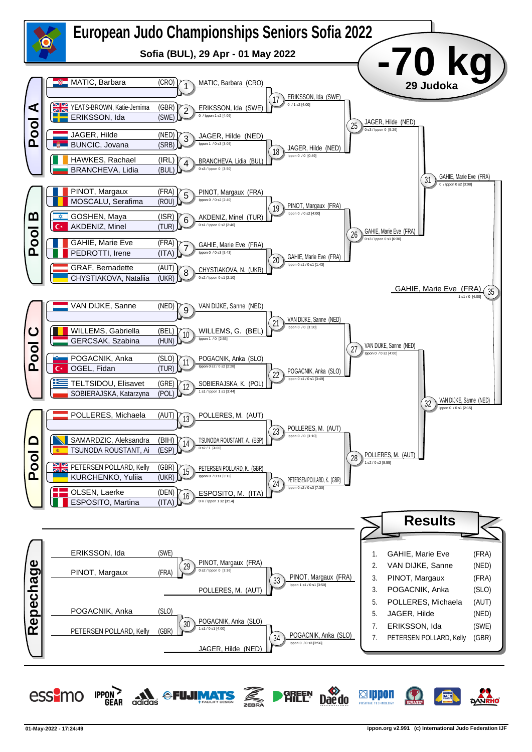# European Judo Championships Seniors Sofia 2022

**Sofia (BUL), 29 Apr - 01 May 2022**

## -70 kg

**29 Judoka**

### Pool A

| Contest | Competitors | Winner | Score |
|---|---|---|---|
| 1 | MATIC, Barbara (CRO) | MATIC, Barbara (CRO) | |
| 2 | YEATS-BROWN, Katie-Jemima (GBR) vs ERIKSSON, Ida (SWE) | ERIKSSON, Ida (SWE) | 0 / Ippon 1 s2 [4:09] |
| 3 | JAGER, Hilde (NED) vs BUNCIC, Jovana (SRB) | JAGER, Hilde (NED) | Ippon 1 / 0 s3 [3:05] |
| 4 | HAWKES, Rachael (IRL) vs BRANCHEVA, Lidia (BUL) | BRANCHEVA, Lidia (BUL) | 0 s3 / Ippon 0 [3:50] |
| 17 | MATIC vs ERIKSSON | ERIKSSON, Ida (SWE) | 0 / 1 s2 [4:00] |
| 18 | JAGER vs BRANCHEVA | JAGER, Hilde (NED) | Ippon 0 / 0 [0:49] |
| 25 | ERIKSSON vs JAGER | JAGER, Hilde (NED) | 0 s3 / Ippon 0 [5:29] |

### Pool B

| Contest | Competitors | Winner | Score |
|---|---|---|---|
| 5 | PINOT, Margaux (FRA) vs MOSCALU, Serafima (ROU) | PINOT, Margaux (FRA) | Ippon 0 / 0 s2 [2:40] |
| 6 | GOSHEN, Maya (ISR) vs AKDENIZ, Minel (TUR) | AKDENIZ, Minel (TUR) | 0 s1 / Ippon 0 s2 [2:46] |
| 7 | GAHIE, Marie Eve (FRA) vs PEDROTTI, Irene (ITA) | GAHIE, Marie Eve (FRA) | Ippon 0 / 0 s3 [5:43] |
| 8 | GRAF, Bernadette (AUT) vs CHYSTIAKOVA, Nataliia (UKR) | CHYSTIAKOVA, N. (UKR) | 0 s2 / Ippon 0 s1 [2:10] |
| 19 | PINOT vs AKDENIZ | PINOT, Margaux (FRA) | Ippon 0 / 0 s2 [4:00] |
| 20 | GAHIE vs CHYSTIAKOVA | GAHIE, Marie Eve (FRA) | Ippon 0 s1 / 0 s1 [1:43] |
| 26 | PINOT vs GAHIE | GAHIE, Marie Eve (FRA) | 0 s3 / Ippon 0 s1 [6:30] |
| 31 | JAGER vs GAHIE | GAHIE, Marie Eve (FRA) | 0 / Ippon 0 s2 [3:08] |

### Pool C

| Contest | Competitors | Winner | Score |
|---|---|---|---|
| 9 | VAN DIJKE, Sanne (NED) | VAN DIJKE, Sanne (NED) | |
| 10 | WILLEMS, Gabriella (BEL) vs GERCSAK, Szabina (HUN) | WILLEMS, G. (BEL) | Ippon 1 / 0 [2:55] |
| 11 | POGACNIK, Anka (SLO) vs OGEL, Fidan (TUR) | POGACNIK, Anka (SLO) | Ippon 0 s2 / 0 s2 [2:28] |
| 12 | TELTSIDOU, Elisavet (GRE) vs SOBIERAJSKA, Katarzyna (POL) | SOBIERAJSKA, K. (POL) | 1 s1 / Ippon 1 s1 [3:44] |
| 21 | VAN DIJKE vs WILLEMS | VAN DIJKE, Sanne (NED) | Ippon 0 / 0 [1:30] |
| 22 | POGACNIK vs SOBIERAJSKA | POGACNIK, Anka (SLO) | Ippon 0 s1 / 0 s1 [3:49] |
| 27 | VAN DIJKE vs POGACNIK | VAN DIJKE, Sanne (NED) | Ippon 0 / 0 s2 [4:00] |

### Pool D

| Contest | Competitors | Winner | Score |
|---|---|---|---|
| 13 | POLLERES, Michaela (AUT) | POLLERES, M. (AUT) | |
| 14 | SAMARDZIC, Aleksandra (BIH) vs TSUNODA ROUSTANT, Ai (ESP) | TSUNODA ROUSTANT, A. (ESP) | 0 s2 / 1 [4:00] |
| 15 | PETERSEN POLLARD, Kelly (GBR) vs KURCHENKO, Yuliia (UKR) | PETERSEN POLLARD, K. (GBR) | Ippon 0 / 0 s3 [3:13] |
| 16 | OLSEN, Laerke (DEN) vs ESPOSITO, Martina (ITA) | ESPOSITO, M. (ITA) | 0 H / Ippon 1 s2 [3:14] |
| 23 | POLLERES vs TSUNODA ROUSTANT | POLLERES, M. (AUT) | Ippon 0 / 0 [1:10] |
| 24 | PETERSEN POLLARD vs ESPOSITO | PETERSEN POLLARD, K. (GBR) | Ippon 0 s2 / 0 s3 [7:30] |
| 28 | POLLERES vs PETERSEN POLLARD | POLLERES, M. (AUT) | 1 s2 / 0 s2 [6:55] |
| 32 | VAN DIJKE vs POLLERES | VAN DIJKE, Sanne (NED) | Ippon 0 / 0 s1 [2:15] |

### Final

| Contest | Competitors | Winner | Score |
|---|---|---|---|
| 35 | GAHIE vs VAN DIJKE | GAHIE, Marie Eve (FRA) | 1 s1 / 0 [4:00] |

### Repechage

| Contest | Competitors | Winner | Score |
|---|---|---|---|
| 29 | ERIKSSON, Ida (SWE) vs PINOT, Margaux (FRA) | PINOT, Margaux (FRA) | 0 s2 / Ippon 0 [3:36] |
| 33 | PINOT, Margaux (FRA) vs POLLERES, M. (AUT) | PINOT, Margaux (FRA) | Ippon 1 s1 / 0 s1 [3:50] |
| 30 | POGACNIK, Anka (SLO) vs PETERSEN POLLARD, Kelly (GBR) | POGACNIK, Anka (SLO) | 1 s1 / 0 s1 [4:00] |
| 34 | POGACNIK, Anka (SLO) vs JAGER, Hilde (NED) | POGACNIK, Anka (SLO) | Ippon 0 / 0 s3 [3:56] |

## Results

| Rank | Name | Country |
|---|---|---|
| 1. | GAHIE, Marie Eve | (FRA) |
| 2. | VAN DIJKE, Sanne | (NED) |
| 3. | PINOT, Margaux | (FRA) |
| 3. | POGACNIK, Anka | (SLO) |
| 5. | POLLERES, Michaela | (AUT) |
| 5. | JAGER, Hilde | (NED) |
| 7. | ERIKSSON, Ida | (SWE) |
| 7. | PETERSEN POLLARD, Kelly | (GBR) |

01-May-2022 - 17:24:49 — ippon.org v2.991 (c) International Judo Federation IJF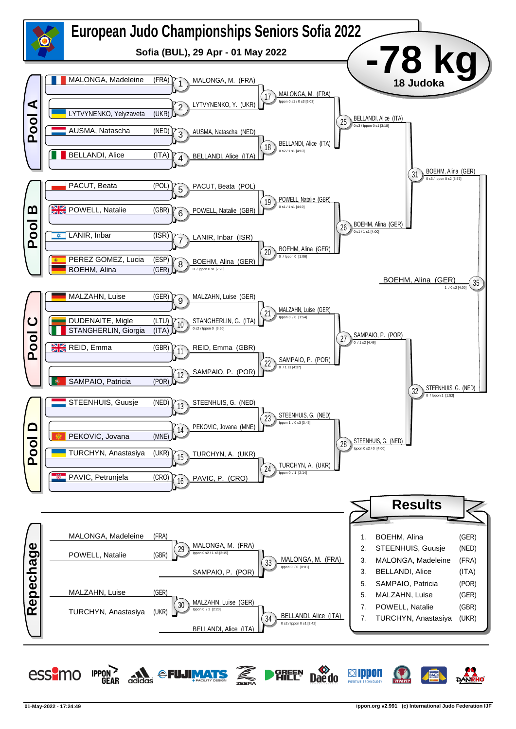# European Judo Championships Seniors Sofia 2022

**Sofia (BUL), 29 Apr - 01 May 2022**

## -78 kg

**18 Judoka**

### Pool A

| Athlete | Match | Winner |
|---|---|---|
| MALONGA, Madeleine (FRA) | 1 | MALONGA, M. (FRA) |
| LYTVYNENKO, Yelyzaveta (UKR) | 2 | LYTVYNENKO, Y. (UKR) |
| AUSMA, Natascha (NED) | 3 | AUSMA, Natascha (NED) |
| BELLANDI, Alice (ITA) | 4 | BELLANDI, Alice (ITA) |

- 17: MALONGA, M. (FRA) — Ippon 0 s1 / 0 s3 [5:03]
- 18: BELLANDI, Alice (ITA) — 0 s2 / 1 s1 [4:10]
- 25: BELLANDI, Alice (ITA) — 0 s3 / Ippon 0 s1 [3:18]

### Pool B

| Athlete | Match | Winner |
|---|---|---|
| PACUT, Beata (POL) | 5 | PACUT, Beata (POL) |
| POWELL, Natalie (GBR) | 6 | POWELL, Natalie (GBR) |
| LANIR, Inbar (ISR) | 7 | LANIR, Inbar (ISR) |
| PEREZ GOMEZ, Lucia (ESP) / BOEHM, Alina (GER) | 8 | BOEHM, Alina (GER) — 0 / Ippon 0 s1 [2:20] |

- 19: POWELL, Natalie (GBR) — 0 s1 / 1 s1 [4:19]
- 20: BOEHM, Alina (GER) — 0 / Ippon 0 [1:06]
- 26: BOEHM, Alina (GER) — 0 s1 / 1 s1 [4:00]
- 31: BOEHM, Alina (GER) — 0 s3 / Ippon 0 s2 [5:57]

### Pool C

| Athlete | Match | Winner |
|---|---|---|
| MALZAHN, Luise (GER) | 9 | MALZAHN, Luise (GER) |
| DUDENAITE, Migle (LTU) / STANGHERLIN, Giorgia (ITA) | 10 | STANGHERLIN, G. (ITA) — 0 s2 / Ippon 0 [3:50] |
| REID, Emma (GBR) | 11 | REID, Emma (GBR) |
| SAMPAIO, Patricia (POR) | 12 | SAMPAIO, P. (POR) |

- 21: MALZAHN, Luise (GER) — Ippon 0 / 0 [1:54]
- 22: SAMPAIO, P. (POR) — 0 / 1 s1 [4:37]
- 27: SAMPAIO, P. (POR) — 0 / 1 s2 [4:46]

### Pool D

| Athlete | Match | Winner |
|---|---|---|
| STEENHUIS, Guusje (NED) | 13 | STEENHUIS, G. (NED) |
| PEKOVIC, Jovana (MNE) | 14 | PEKOVIC, Jovana (MNE) |
| TURCHYN, Anastasiya (UKR) | 15 | TURCHYN, A. (UKR) |
| PAVIC, Petrunjela (CRO) | 16 | PAVIC, P. (CRO) |

- 23: STEENHUIS, G. (NED) — Ippon 1 / 0 s3 [3:46]
- 24: TURCHYN, A. (UKR) — Ippon 0 / 1 [2:14]
- 28: STEENHUIS, G. (NED) — Ippon 0 s2 / 0 [4:00]
- 32: STEENHUIS, G. (NED) — 0 / Ippon 1 [1:52]

### Final

- 35: BOEHM, Alina (GER) — 1 / 0 s2 [4:00]

### Repechage

- 29: MALONGA, Madeleine (FRA) vs POWELL, Natalie (GBR) — MALONGA, M. (FRA) — Ippon 0 s2 / 1 s3 [3:15]
- 33: MALONGA, M. (FRA) vs SAMPAIO, P. (POR) — MALONGA, M. (FRA) — Ippon 0 / 0 [0:01]
- 30: MALZAHN, Luise (GER) vs TURCHYN, Anastasiya (UKR) — MALZAHN, Luise (GER) — Ippon 0 / 1 [2:23]
- 34: MALZAHN, Luise (GER) vs BELLANDI, Alice (ITA) — BELLANDI, Alice (ITA) — 0 s2 / Ippon 0 s1 [3:42]

### Results

| Place | Name | Country |
|---|---|---|
| 1. | BOEHM, Alina | (GER) |
| 2. | STEENHUIS, Guusje | (NED) |
| 3. | MALONGA, Madeleine | (FRA) |
| 3. | BELLANDI, Alice | (ITA) |
| 5. | SAMPAIO, Patricia | (POR) |
| 5. | MALZAHN, Luise | (GER) |
| 7. | POWELL, Natalie | (GBR) |
| 7. | TURCHYN, Anastasiya | (UKR) |

01-May-2022 - 17:24:49 — ippon.org v2.991 (c) International Judo Federation IJF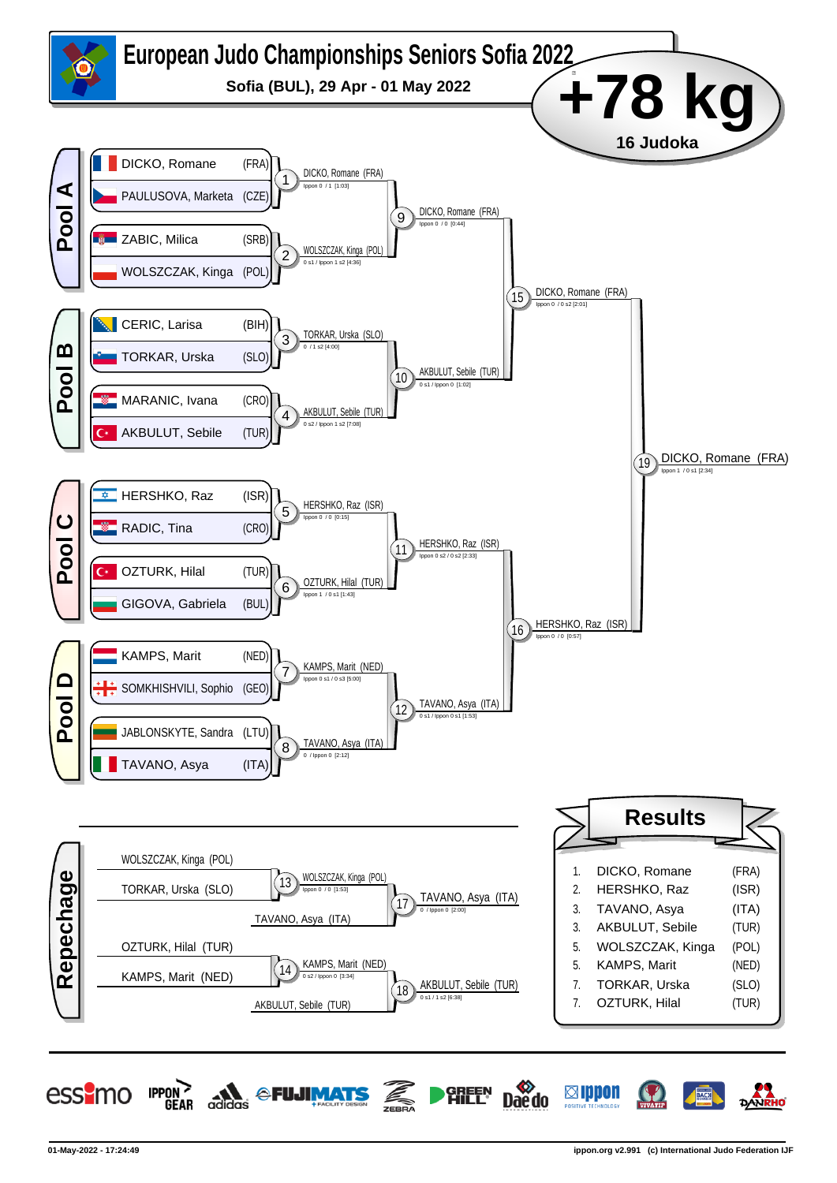# European Judo Championships Seniors Sofia 2022

**Sofia (BUL), 29 Apr - 01 May 2022**

# +78 kg

**16 Judoka**

## Pool A

- DICKO, Romane (FRA)
- PAULUSOVA, Marketa (CZE)
- ZABIC, Milica (SRB)
- WOLSZCZAK, Kinga (POL)

Match 1: DICKO, Romane (FRA) — Ippon 0 / 1 [1:03]

Match 2: WOLSZCZAK, Kinga (POL) — 0 s1 / Ippon 1 s2 [4:36]

Match 9: DICKO, Romane (FRA) — Ippon 0 / 0 [0:44]

## Pool B

- CERIC, Larisa (BIH)
- TORKAR, Urska (SLO)
- MARANIC, Ivana (CRO)
- AKBULUT, Sebile (TUR)

Match 3: TORKAR, Urska (SLO) — 0 / 1 s2 [4:00]

Match 4: AKBULUT, Sebile (TUR) — 0 s2 / Ippon 1 s2 [7:08]

Match 10: AKBULUT, Sebile (TUR) — 0 s1 / Ippon 0 [1:02]

Match 15: DICKO, Romane (FRA) — Ippon 0 / 0 s2 [2:01]

## Pool C

- HERSHKO, Raz (ISR)
- RADIC, Tina (CRO)
- OZTURK, Hilal (TUR)
- GIGOVA, Gabriela (BUL)

Match 5: HERSHKO, Raz (ISR) — Ippon 0 / 0 [0:15]

Match 6: OZTURK, Hilal (TUR) — Ippon 1 / 0 s1 [1:43]

Match 11: HERSHKO, Raz (ISR) — Ippon 0 s2 / 0 s2 [2:33]

## Pool D

- KAMPS, Marit (NED)
- SOMKHISHVILI, Sophio (GEO)
- JABLONSKYTE, Sandra (LTU)
- TAVANO, Asya (ITA)

Match 7: KAMPS, Marit (NED) — Ippon 0 s1 / 0 s3 [5:00]

Match 8: TAVANO, Asya (ITA) — 0 / Ippon 0 [2:12]

Match 12: TAVANO, Asya (ITA) — 0 s1 / Ippon 0 s1 [1:53]

Match 16: HERSHKO, Raz (ISR) — Ippon 0 / 0 [0:57]

## Final

Match 19: DICKO, Romane (FRA) — Ippon 1 / 0 s1 [2:34]

## Repechage

Match 13: WOLSZCZAK, Kinga (POL) vs TORKAR, Urska (SLO) — WOLSZCZAK, Kinga (POL) — Ippon 0 / 0 [1:53]

Match 17: WOLSZCZAK, Kinga (POL) vs TAVANO, Asya (ITA) — TAVANO, Asya (ITA) — 0 / Ippon 0 [2:00]

Match 14: OZTURK, Hilal (TUR) vs KAMPS, Marit (NED) — KAMPS, Marit (NED) — 0 s2 / Ippon 0 [3:34]

Match 18: KAMPS, Marit (NED) vs AKBULUT, Sebile (TUR) — AKBULUT, Sebile (TUR) — 0 s1 / 1 s2 [6:38]

## Results

| | | |
|---|---|---|
| 1. | DICKO, Romane | (FRA) |
| 2. | HERSHKO, Raz | (ISR) |
| 3. | TAVANO, Asya | (ITA) |
| 3. | AKBULUT, Sebile | (TUR) |
| 5. | WOLSZCZAK, Kinga | (POL) |
| 5. | KAMPS, Marit | (NED) |
| 7. | TORKAR, Urska | (SLO) |
| 7. | OZTURK, Hilal | (TUR) |

01-May-2022 - 17:24:49 — ippon.org v2.991 (c) International Judo Federation IJF